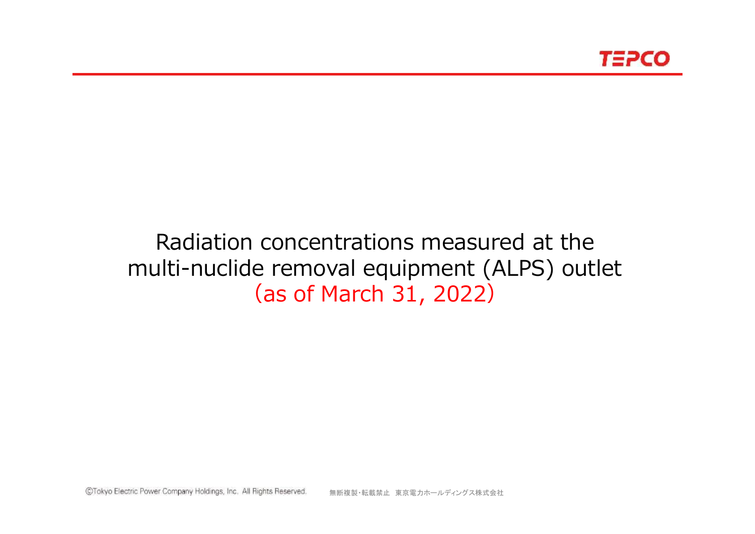# Radiation concentrations measured at the multi-nuclide removal equipment (ALPS) outlet

（as of March 31, 2022）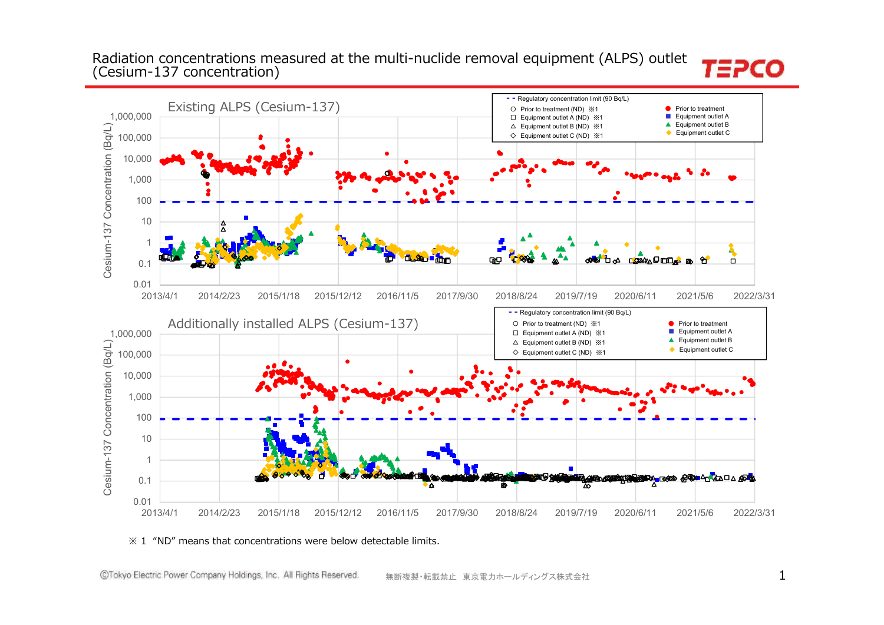# Radiation concentrations measured at the multi-nuclide removal equipment (ALPS) outlet (Cesium-137 concentration)

TEPCO

## Existing ALPS (Cesium-137)

Cesium-137 Concentration (Bq/L)

1,000,000
100,000
10,000
1,000
100
10
1
0.1
0.01

2013/4/1 2014/2/23 2015/1/18 2015/12/12 2016/11/5 2017/9/30 2018/8/24 2019/7/19 2020/6/11 2021/5/6 2022/3/31

- Regulatory concentration limit (90 Bq/L)
- Prior to treatment (ND) ※1
- Equipment outlet A (ND) ※1
- Equipment outlet B (ND) ※1
- Equipment outlet C (ND) ※1
- Prior to treatment
- Equipment outlet A
- Equipment outlet B
- Equipment outlet C

## Additionally installed ALPS (Cesium-137)

Cesium-137 Concentration (Bq/L)

1,000,000
100,000
10,000
1,000
100
10
1
0.1
0.01

2013/4/1 2014/2/23 2015/1/18 2015/12/12 2016/11/5 2017/9/30 2018/8/24 2019/7/19 2020/6/11 2021/5/6 2022/3/31

- Regulatory concentration limit (90 Bq/L)
- Prior to treatment (ND) ※1
- Equipment outlet A (ND) ※1
- Equipment outlet B (ND) ※1
- Equipment outlet C (ND) ※1
- Prior to treatment
- Equipment outlet A
- Equipment outlet B
- Equipment outlet C

※1 "ND" means that concentrations were below detectable limits.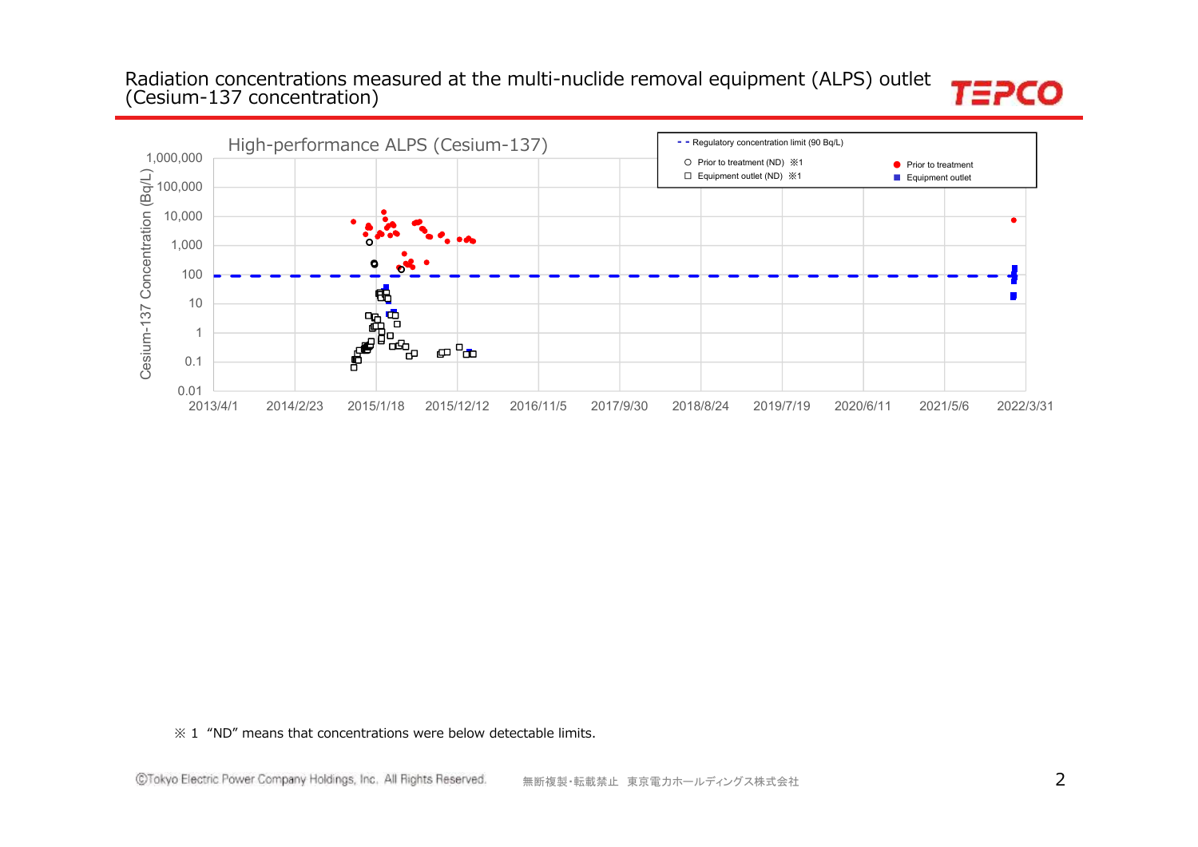# Radiation concentrations measured at the multi-nuclide removal equipment (ALPS) outlet (Cesium-137 concentration)

High-performance ALPS (Cesium-137)

Cesium-137 Concentration (Bq/L)

1,000,000
100,000
10,000
1,000
100
10
1
0.1
0.01

2013/4/1 | 2014/2/23 | 2015/1/18 | 2015/12/12 | 2016/11/5 | 2017/9/30 | 2018/8/24 | 2019/7/19 | 2020/6/11 | 2021/5/6 | 2022/3/31

- - Regulatory concentration limit (90 Bq/L)
○ Prior to treatment (ND) ※1
□ Equipment outlet (ND) ※1
● Prior to treatment
■ Equipment outlet

※ 1 "ND" means that concentrations were below detectable limits.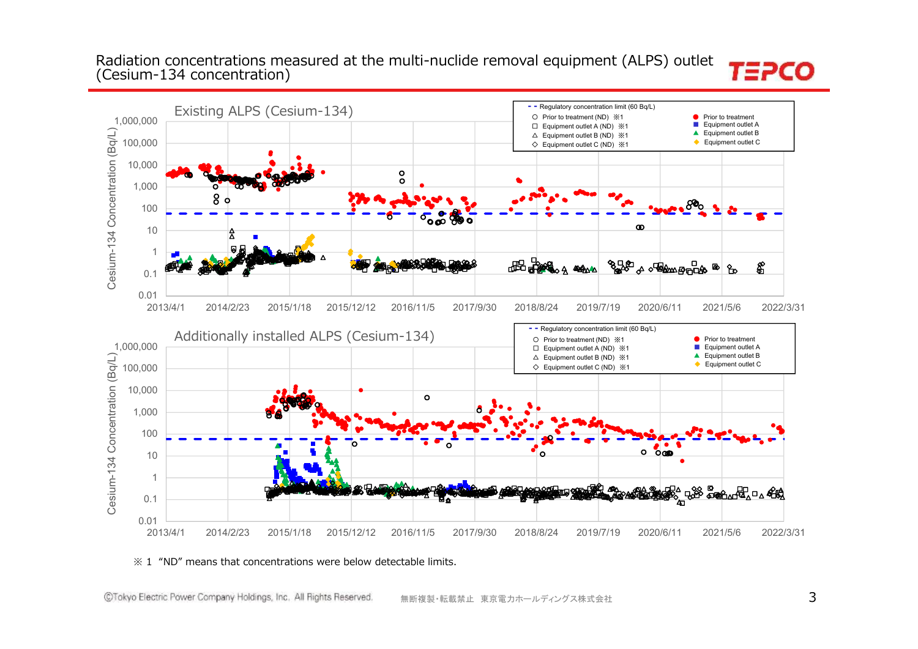# Radiation concentrations measured at the multi-nuclide removal equipment (ALPS) outlet (Cesium-134 concentration)

## Existing ALPS (Cesium-134)

Cesium-134 Concentration (Bq/L)

1,000,000 / 100,000 / 10,000 / 1,000 / 100 / 10 / 1 / 0.1 / 0.01

2013/4/1 | 2014/2/23 | 2015/1/18 | 2015/12/12 | 2016/11/5 | 2017/9/30 | 2018/8/24 | 2019/7/19 | 2020/6/11 | 2021/5/6 | 2022/3/31

- Regulatory concentration limit (60 Bq/L)
- Prior to treatment (ND) ※1
- Equipment outlet A (ND) ※1
- Equipment outlet B (ND) ※1
- Equipment outlet C (ND) ※1
- Prior to treatment
- Equipment outlet A
- Equipment outlet B
- Equipment outlet C

## Additionally installed ALPS (Cesium-134)

Cesium-134 Concentration (Bq/L)

1,000,000 / 100,000 / 10,000 / 1,000 / 100 / 10 / 1 / 0.1 / 0.01

2013/4/1 | 2014/2/23 | 2015/1/18 | 2015/12/12 | 2016/11/5 | 2017/9/30 | 2018/8/24 | 2019/7/19 | 2020/6/11 | 2021/5/6 | 2022/3/31

- Regulatory concentration limit (60 Bq/L)
- Prior to treatment (ND) ※1
- Equipment outlet A (ND) ※1
- Equipment outlet B (ND) ※1
- Equipment outlet C (ND) ※1
- Prior to treatment
- Equipment outlet A
- Equipment outlet B
- Equipment outlet C

※ 1 “ND” means that concentrations were below detectable limits.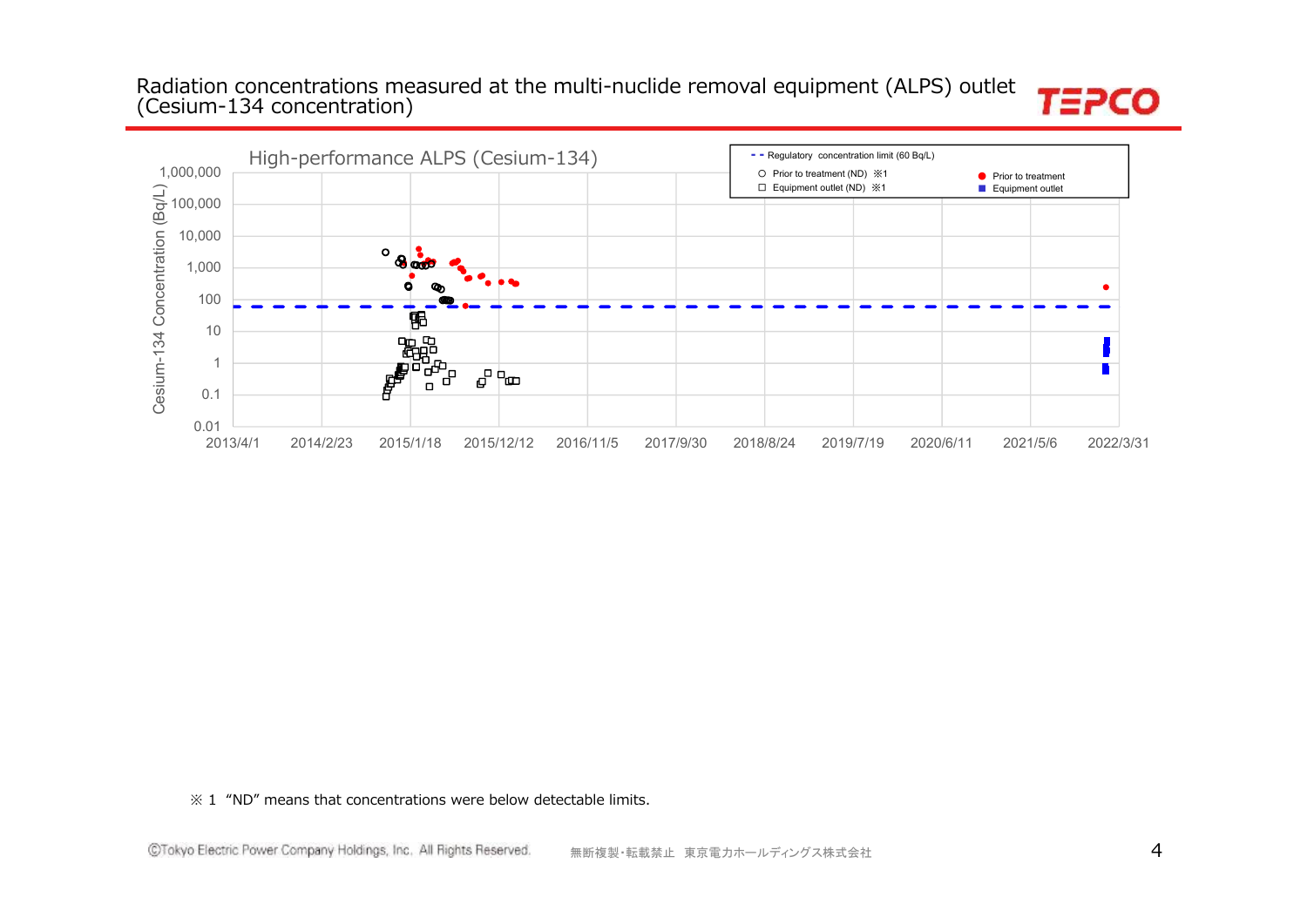# Radiation concentrations measured at the multi-nuclide removal equipment (ALPS) outlet (Cesium-134 concentration)

High-performance ALPS (Cesium-134)

- - Regulatory concentration limit (60 Bq/L)
○ Prior to treatment (ND) ※1
□ Equipment outlet (ND) ※1
● Prior to treatment
■ Equipment outlet

Cesium-134 Concentration (Bq/L)

1,000,000 / 100,000 / 10,000 / 1,000 / 100 / 10 / 1 / 0.1 / 0.01

2013/4/1 / 2014/2/23 / 2015/1/18 / 2015/12/12 / 2016/11/5 / 2017/9/30 / 2018/8/24 / 2019/7/19 / 2020/6/11 / 2021/5/6 / 2022/3/31

※ 1 “ND” means that concentrations were below detectable limits.

©Tokyo Electric Power Company Holdings, Inc. All Rights Reserved. 無断複製・転載禁止 東京電力ホールディングス株式会社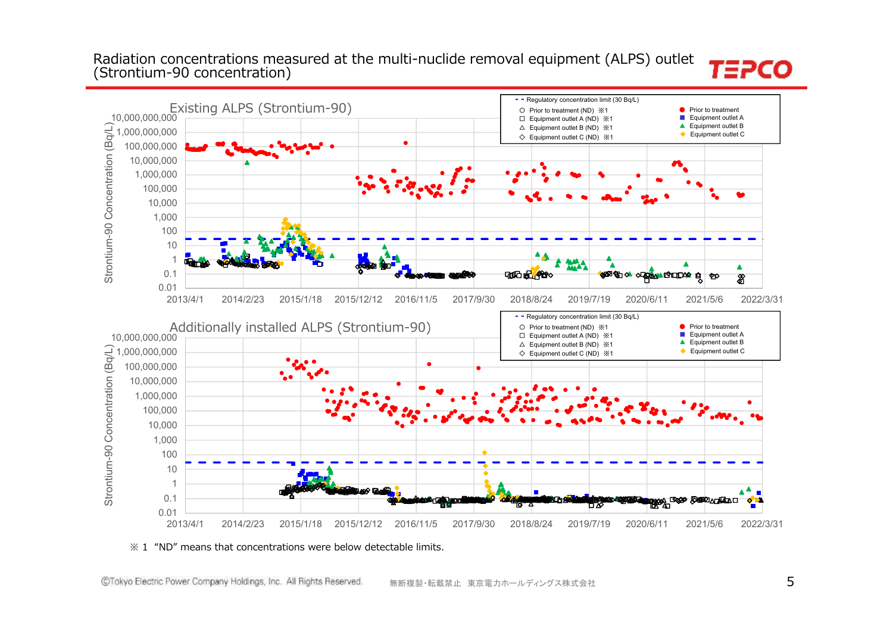# Radiation concentrations measured at the multi-nuclide removal equipment (ALPS) outlet (Strontium-90 concentration)

**Existing ALPS (Strontium-90)**

Strontium-90 Concentration (Bq/L)

- Regulatory concentration limit (30 Bq/L)
- Prior to treatment (ND) ※1
- Equipment outlet A (ND) ※1
- Equipment outlet B (ND) ※1
- Equipment outlet C (ND) ※1
- Prior to treatment
- Equipment outlet A
- Equipment outlet B
- Equipment outlet C

Y-axis: 0.01, 0.1, 1, 10, 100, 1,000, 10,000, 100,000, 1,000,000, 10,000,000, 100,000,000, 1,000,000,000, 10,000,000,000

X-axis: 2013/4/1, 2014/2/23, 2015/1/18, 2015/12/12, 2016/11/5, 2017/9/30, 2018/8/24, 2019/7/19, 2020/6/11, 2021/5/6, 2022/3/31

**Additionally installed ALPS (Strontium-90)**

Strontium-90 Concentration (Bq/L)

- Regulatory concentration limit (30 Bq/L)
- Prior to treatment (ND) ※1
- Equipment outlet A (ND) ※1
- Equipment outlet B (ND) ※1
- Equipment outlet C (ND) ※1
- Prior to treatment
- Equipment outlet A
- Equipment outlet B
- Equipment outlet C

Y-axis: 0.01, 0.1, 1, 10, 100, 1,000, 10,000, 100,000, 1,000,000, 10,000,000, 100,000,000, 1,000,000,000, 10,000,000,000

X-axis: 2013/4/1, 2014/2/23, 2015/1/18, 2015/12/12, 2016/11/5, 2017/9/30, 2018/8/24, 2019/7/19, 2020/6/11, 2021/5/6, 2022/3/31

※ 1 "ND" means that concentrations were below detectable limits.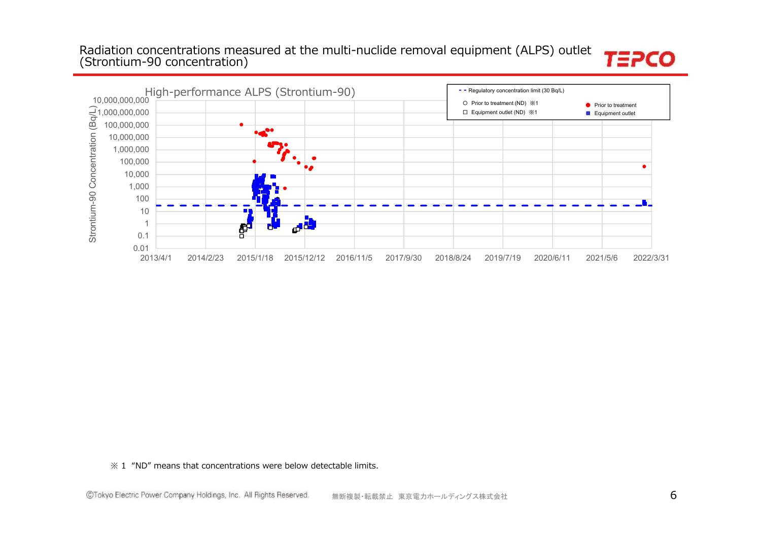# Radiation concentrations measured at the multi-nuclide removal equipment (ALPS) outlet (Strontium-90 concentration)

High-performance ALPS (Strontium-90)

Strontium-90 Concentration (Bq/L)

10,000,000,000
1,000,000,000
100,000,000
10,000,000
1,000,000
100,000
10,000
1,000
100
10
1
0.1
0.01

2013/4/1 2014/2/23 2015/1/18 2015/12/12 2016/11/5 2017/9/30 2018/8/24 2019/7/19 2020/6/11 2021/5/6 2022/3/31

- - Regulatory concentration limit (30 Bq/L)
- ○ Prior to treatment (ND) ※1
- □ Equipment outlet (ND) ※1
- ● Prior to treatment
- ■ Equipment outlet

※ 1 "ND" means that concentrations were below detectable limits.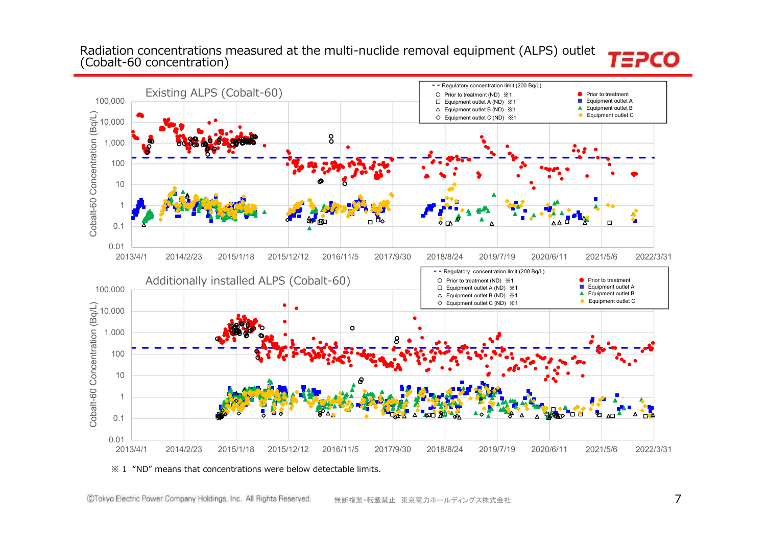# Radiation concentrations measured at the multi-nuclide removal equipment (ALPS) outlet (Cobalt-60 concentration)

## Existing ALPS (Cobalt-60)

Cobalt-60 Concentration (Bq/L)

100,000 / 10,000 / 1,000 / 100 / 10 / 1 / 0.1 / 0.01

2013/4/1 | 2014/2/23 | 2015/1/18 | 2015/12/12 | 2016/11/5 | 2017/9/30 | 2018/8/24 | 2019/7/19 | 2020/6/11 | 2021/5/6 | 2022/3/31

- - Regulatory concentration limit (200 Bq/L)
- ○ Prior to treatment (ND) ※1
- □ Equipment outlet A (ND) ※1
- △ Equipment outlet B (ND) ※1
- ◇ Equipment outlet C (ND) ※1
- ● Prior to treatment
- ■ Equipment outlet A
- ▲ Equipment outlet B
- ◆ Equipment outlet C

## Additionally installed ALPS (Cobalt-60)

Cobalt-60 Concentration (Bq/L)

100,000 / 10,000 / 1,000 / 100 / 10 / 1 / 0.1 / 0.01

2013/4/1 | 2014/2/23 | 2015/1/18 | 2015/12/12 | 2016/11/5 | 2017/9/30 | 2018/8/24 | 2019/7/19 | 2020/6/11 | 2021/5/6 | 2022/3/31

- - Regulatory concentration limit (200 Bq/L)
- ○ Prior to treatment (ND) ※1
- □ Equipment outlet A (ND) ※1
- △ Equipment outlet B (ND) ※1
- ◇ Equipment outlet C (ND) ※1
- ● Prior to treatment
- ■ Equipment outlet A
- ▲ Equipment outlet B
- ◆ Equipment outlet C

※ 1 "ND" means that concentrations were below detectable limits.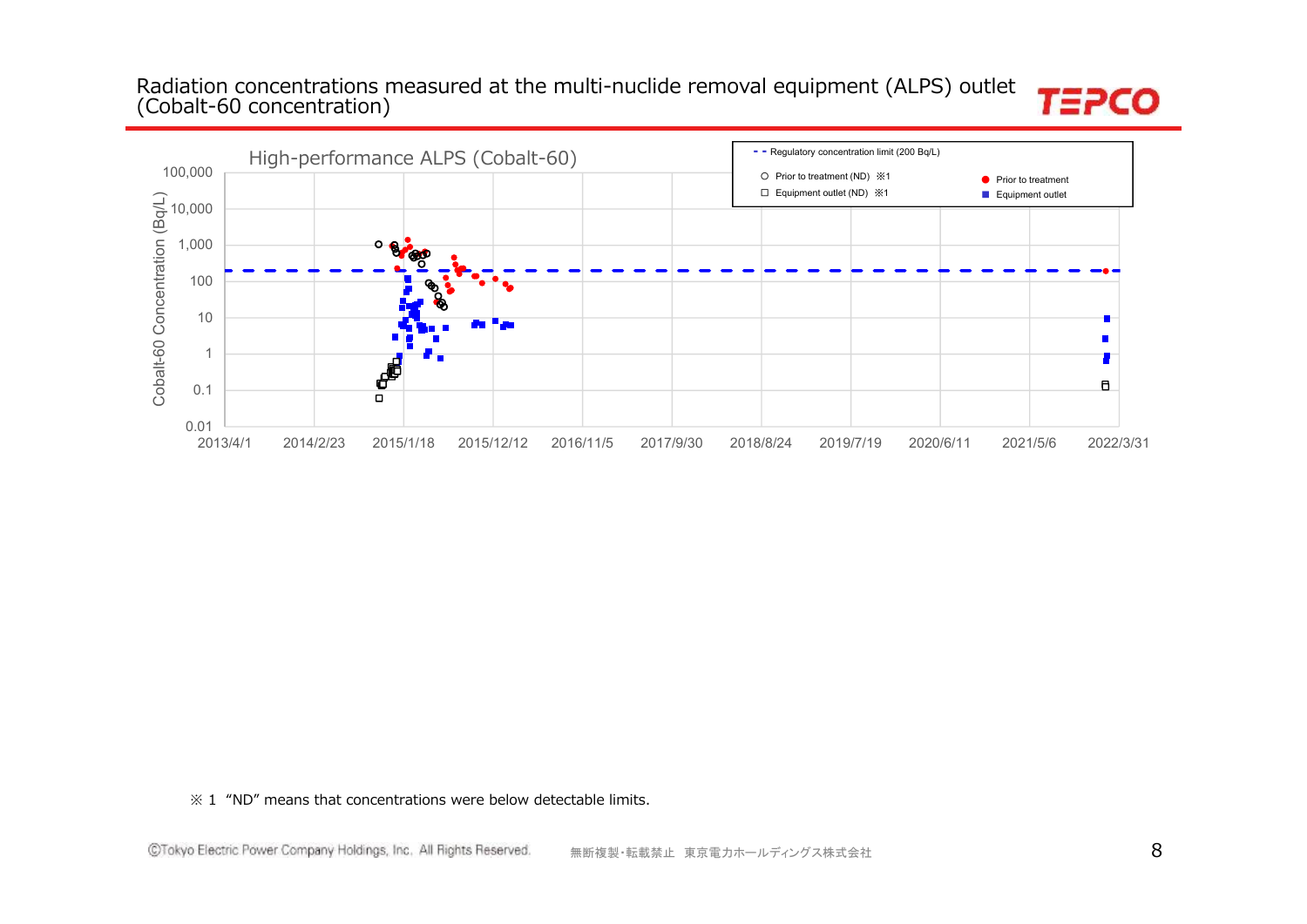# Radiation concentrations measured at the multi-nuclide removal equipment (ALPS) outlet (Cobalt-60 concentration)

High-performance ALPS (Cobalt-60)

Cobalt-60 Concentration (Bq/L)

100,000
10,000
1,000
100
10
1
0.1
0.01

2013/4/1 | 2014/2/23 | 2015/1/18 | 2015/12/12 | 2016/11/5 | 2017/9/30 | 2018/8/24 | 2019/7/19 | 2020/6/11 | 2021/5/6 | 2022/3/31

- - Regulatory concentration limit (200 Bq/L)
- ○ Prior to treatment (ND) ※1
- □ Equipment outlet (ND) ※1
- ● Prior to treatment
- ■ Equipment outlet

※ 1 "ND" means that concentrations were below detectable limits.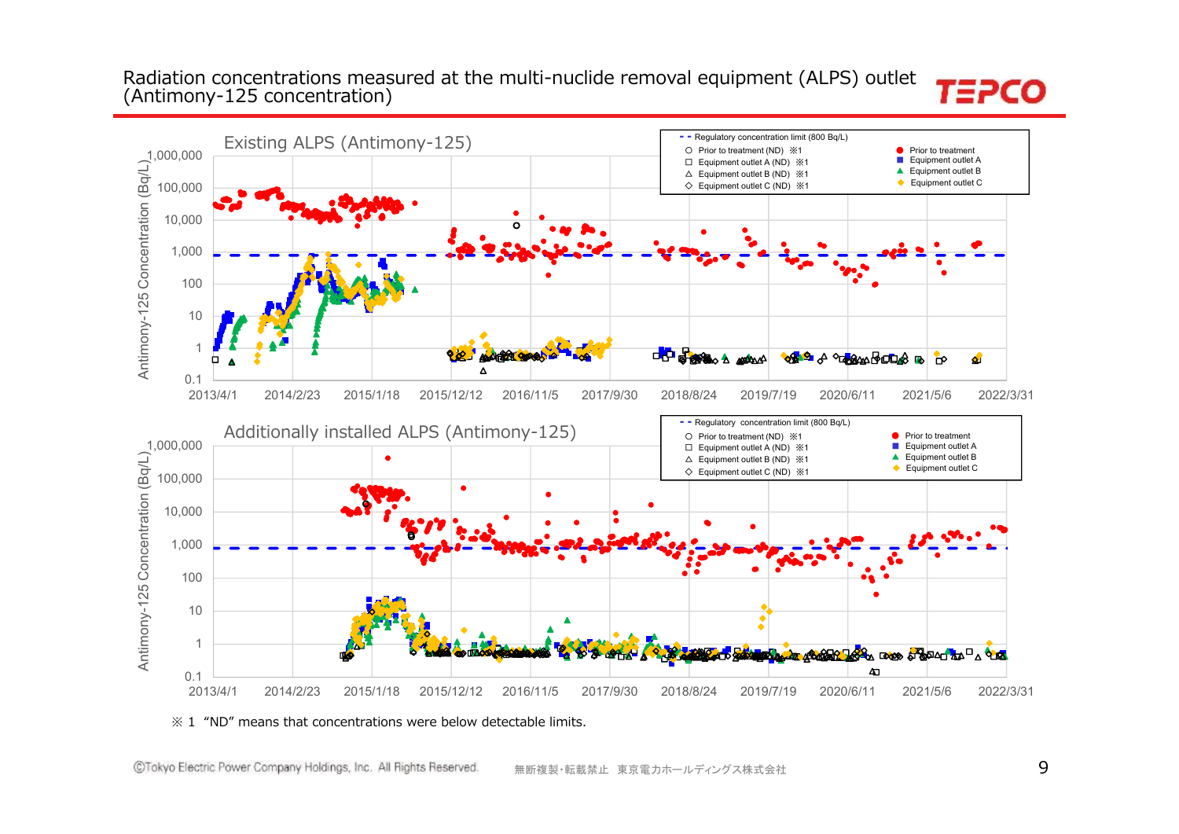# Radiation concentrations measured at the multi-nuclide removal equipment (ALPS) outlet (Antimony-125 concentration)

## Existing ALPS (Antimony-125)

Antimony-125 Concentration (Bq/L)

1,000,000
100,000
10,000
1,000
100
10
1
0.1

2013/4/1 2014/2/23 2015/1/18 2015/12/12 2016/11/5 2017/9/30 2018/8/24 2019/7/19 2020/6/11 2021/5/6 2022/3/31

- Regulatory concentration limit (800 Bq/L)
- ○ Prior to treatment (ND) ※1
- □ Equipment outlet A (ND) ※1
- △ Equipment outlet B (ND) ※1
- ◇ Equipment outlet C (ND) ※1
- ● Prior to treatment
- ■ Equipment outlet A
- ▲ Equipment outlet B
- ◆ Equipment outlet C

## Additionally installed ALPS (Antimony-125)

Antimony-125 Concentration (Bq/L)

1,000,000
100,000
10,000
1,000
100
10
1
0.1

2013/4/1 2014/2/23 2015/1/18 2015/12/12 2016/11/5 2017/9/30 2018/8/24 2019/7/19 2020/6/11 2021/5/6 2022/3/31

- Regulatory concentration limit (800 Bq/L)
- ○ Prior to treatment (ND) ※1
- □ Equipment outlet A (ND) ※1
- △ Equipment outlet B (ND) ※1
- ◇ Equipment outlet C (ND) ※1
- ● Prior to treatment
- ■ Equipment outlet A
- ▲ Equipment outlet B
- ◆ Equipment outlet C

※ 1 “ND” means that concentrations were below detectable limits.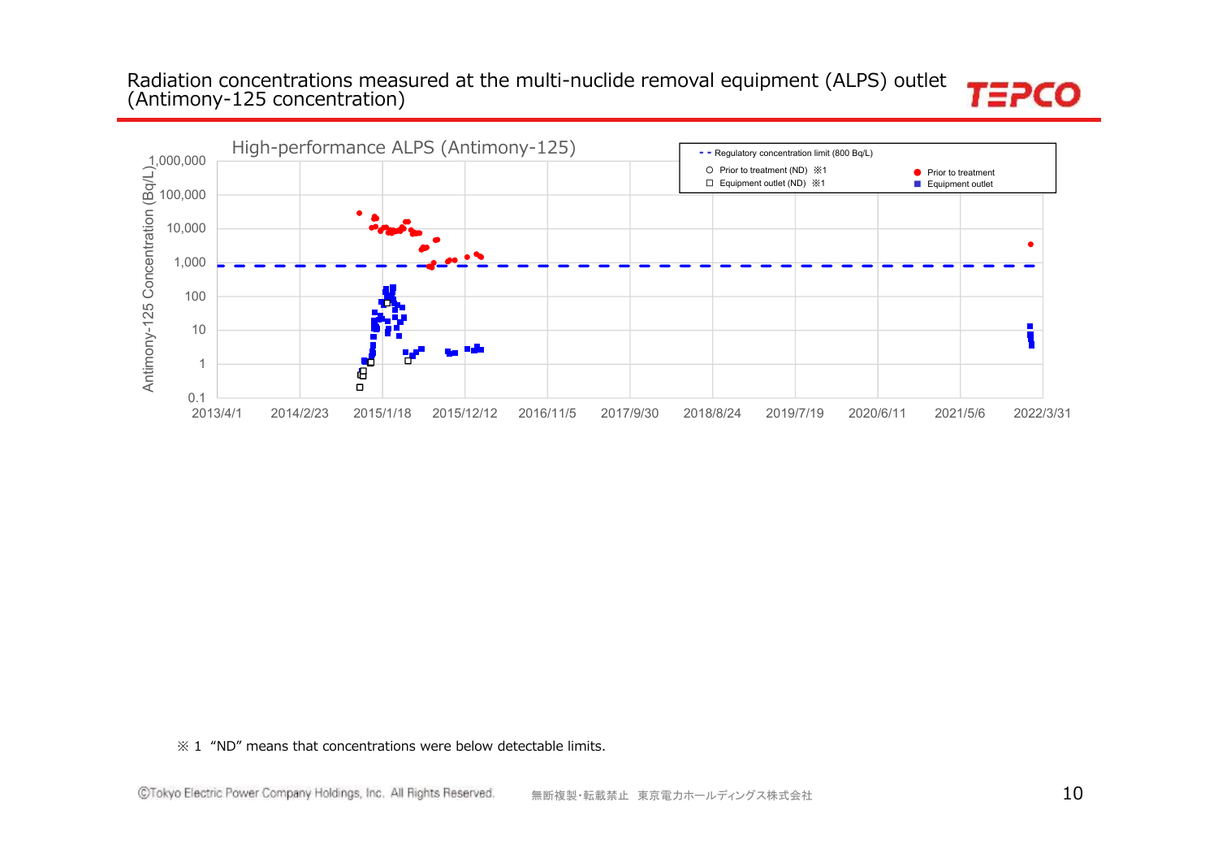# Radiation concentrations measured at the multi-nuclide removal equipment (ALPS) outlet (Antimony-125 concentration)

High-performance ALPS (Antimony-125)

- - Regulatory concentration limit (800 Bq/L)

○ Prior to treatment (ND) ※1　● Prior to treatment

□ Equipment outlet (ND) ※1　■ Equipment outlet

Antimony-125 Concentration (Bq/L)

1,000,000 / 100,000 / 10,000 / 1,000 / 100 / 10 / 1 / 0.1

2013/4/1　2014/2/23　2015/1/18　2015/12/12　2016/11/5　2017/9/30　2018/8/24　2019/7/19　2020/6/11　2021/5/6　2022/3/31

※ 1 “ND” means that concentrations were below detectable limits.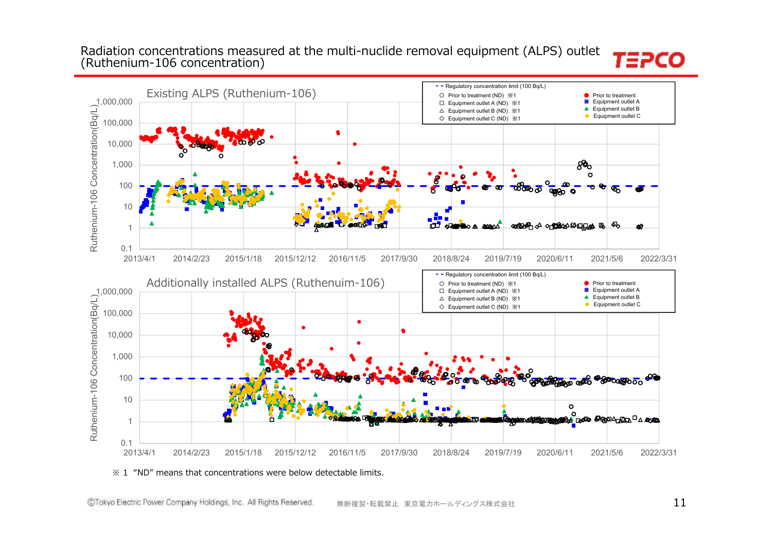# Radiation concentrations measured at the multi-nuclide removal equipment (ALPS) outlet (Ruthenium-106 concentration)

TEPCO

## Existing ALPS (Ruthenium-106)

- Regulatory concentration limit (100 Bq/L)
- ○ Prior to treatment (ND) ※1
- □ Equipment outlet A (ND) ※1
- △ Equipment outlet B (ND) ※1
- ◇ Equipment outlet C (ND) ※1
- ● Prior to treatment
- ■ Equipment outlet A
- ▲ Equipment outlet B
- ◆ Equipment outlet C

Y-axis: Ruthenium-106 Concentration(Bq/L) — 0.1, 1, 10, 100, 1,000, 10,000, 100,000, 1,000,000

X-axis: 2013/4/1, 2014/2/23, 2015/1/18, 2015/12/12, 2016/11/5, 2017/9/30, 2018/8/24, 2019/7/19, 2020/6/11, 2021/5/6, 2022/3/31

## Additionally installed ALPS (Ruthenuim-106)

- Regulatory concentration limit (100 Bq/L)
- ○ Prior to treatment (ND) ※1
- □ Equipment outlet A (ND) ※1
- △ Equipment outlet B (ND) ※1
- ◇ Equipment outlet C (ND) ※1
- ● Prior to treatment
- ■ Equipment outlet A
- ▲ Equipment outlet B
- ◆ Equipment outlet C

Y-axis: Ruthenium-106 Concentration(Bq/L) — 0.1, 1, 10, 100, 1,000, 10,000, 100,000, 1,000,000

X-axis: 2013/4/1, 2014/2/23, 2015/1/18, 2015/12/12, 2016/11/5, 2017/9/30, 2018/8/24, 2019/7/19, 2020/6/11, 2021/5/6, 2022/3/31

※ 1 “ND” means that concentrations were below detectable limits.

©Tokyo Electric Power Company Holdings, Inc. All Rights Reserved. 無断複製･転載禁止 東京電力ホールディングス株式会社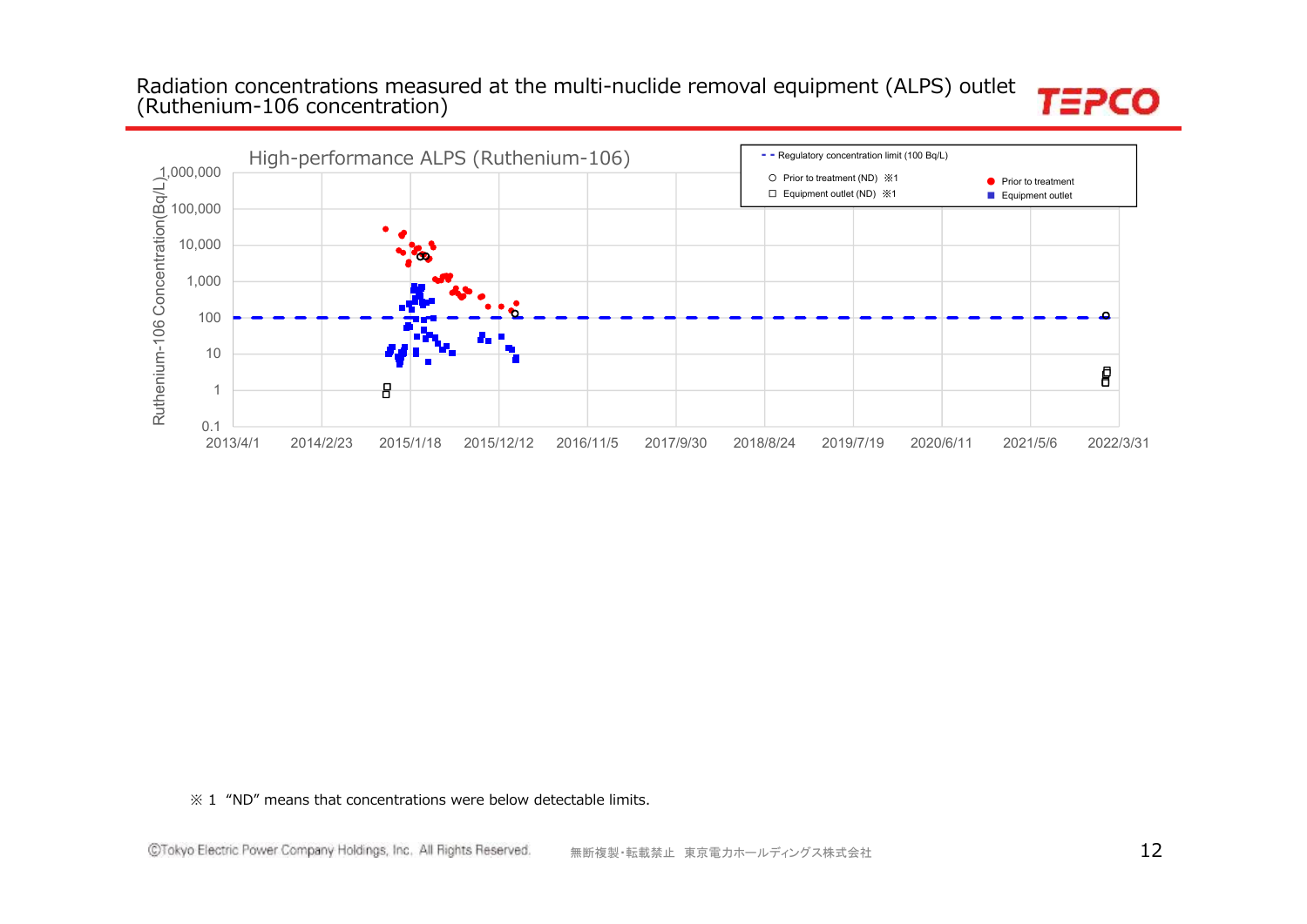# Radiation concentrations measured at the multi-nuclide removal equipment (ALPS) outlet (Ruthenium-106 concentration)

High-performance ALPS (Ruthenium-106)

- - Regulatory concentration limit (100 Bq/L)

○ Prior to treatment (ND) ※1

□ Equipment outlet (ND) ※1

● Prior to treatment

■ Equipment outlet

Ruthenium-106 Concentration(Bq/L)

1,000,000
100,000
10,000
1,000
100
10
1
0.1

2013/4/1 2014/2/23 2015/1/18 2015/12/12 2016/11/5 2017/9/30 2018/8/24 2019/7/19 2020/6/11 2021/5/6 2022/3/31

※ 1 "ND" means that concentrations were below detectable limits.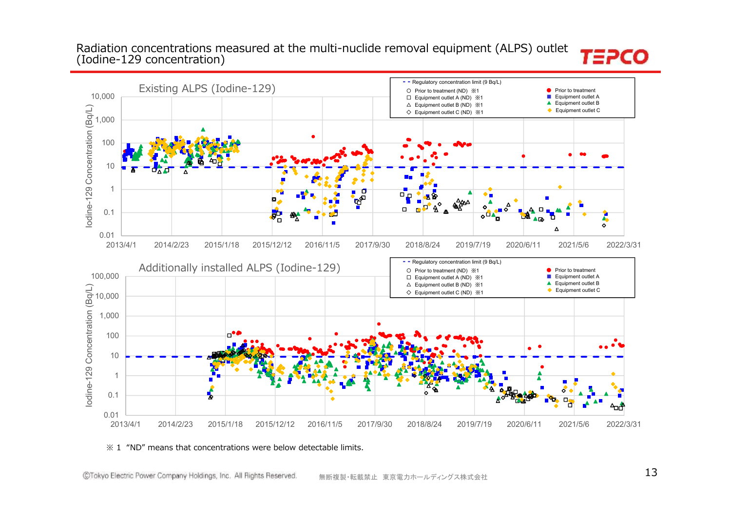# Radiation concentrations measured at the multi-nuclide removal equipment (ALPS) outlet (Iodine-129 concentration)

TEPCO

**Existing ALPS (Iodine-129)**

- - Regulatory concentration limit (9 Bq/L)
- ○ Prior to treatment (ND) ※1
- □ Equipment outlet A (ND) ※1
- △ Equipment outlet B (ND) ※1
- ◇ Equipment outlet C (ND) ※1
- ● Prior to treatment
- ■ Equipment outlet A
- ▲ Equipment outlet B
- ◆ Equipment outlet C

Iodine-129 Concentration (Bq/L): 0.01, 0.1, 1, 10, 100, 1,000, 10,000

2013/4/1, 2014/2/23, 2015/1/18, 2015/12/12, 2016/11/5, 2017/9/30, 2018/8/24, 2019/7/19, 2020/6/11, 2021/5/6, 2022/3/31

**Additionally installed ALPS (Iodine-129)**

- - Regulatory concentration limit (9 Bq/L)
- ○ Prior to treatment (ND) ※1
- □ Equipment outlet A (ND) ※1
- △ Equipment outlet B (ND) ※1
- ◇ Equipment outlet C (ND) ※1
- ● Prior to treatment
- ■ Equipment outlet A
- ▲ Equipment outlet B
- ◆ Equipment outlet C

Iodine-129 Concentration (Bq/L): 0.01, 0.1, 1, 10, 100, 1,000, 10,000, 100,000

2013/4/1, 2014/2/23, 2015/1/18, 2015/12/12, 2016/11/5, 2017/9/30, 2018/8/24, 2019/7/19, 2020/6/11, 2021/5/6, 2022/3/31

※ 1 "ND" means that concentrations were below detectable limits.

©Tokyo Electric Power Company Holdings, Inc. All Rights Reserved. 無断複製･転載禁止 東京電力ホールディングス株式会社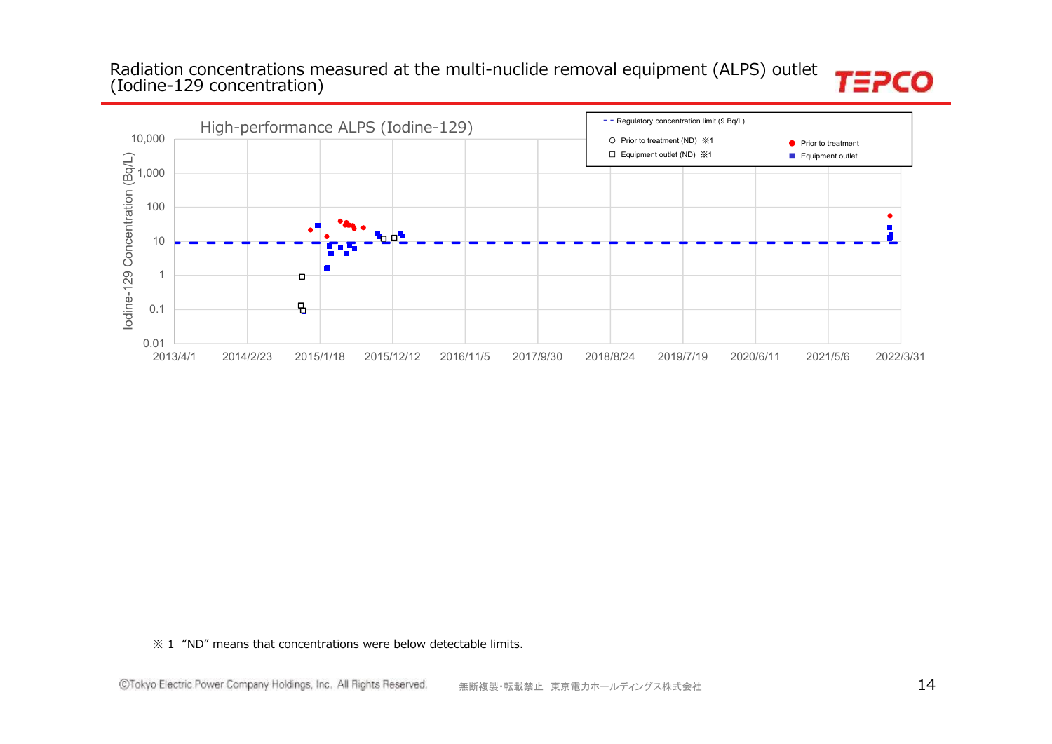# Radiation concentrations measured at the multi-nuclide removal equipment (ALPS) outlet (Iodine-129 concentration)

High-performance ALPS (Iodine-129)

- - Regulatory concentration limit (9 Bq/L)

○ Prior to treatment (ND) ※1
□ Equipment outlet (ND) ※1
● Prior to treatment
■ Equipment outlet

Iodine-129 Concentration (Bq/L): 10,000 / 1,000 / 100 / 10 / 1 / 0.1 / 0.01

2013/4/1, 2014/2/23, 2015/1/18, 2015/12/12, 2016/11/5, 2017/9/30, 2018/8/24, 2019/7/19, 2020/6/11, 2021/5/6, 2022/3/31

※ 1 “ND” means that concentrations were below detectable limits.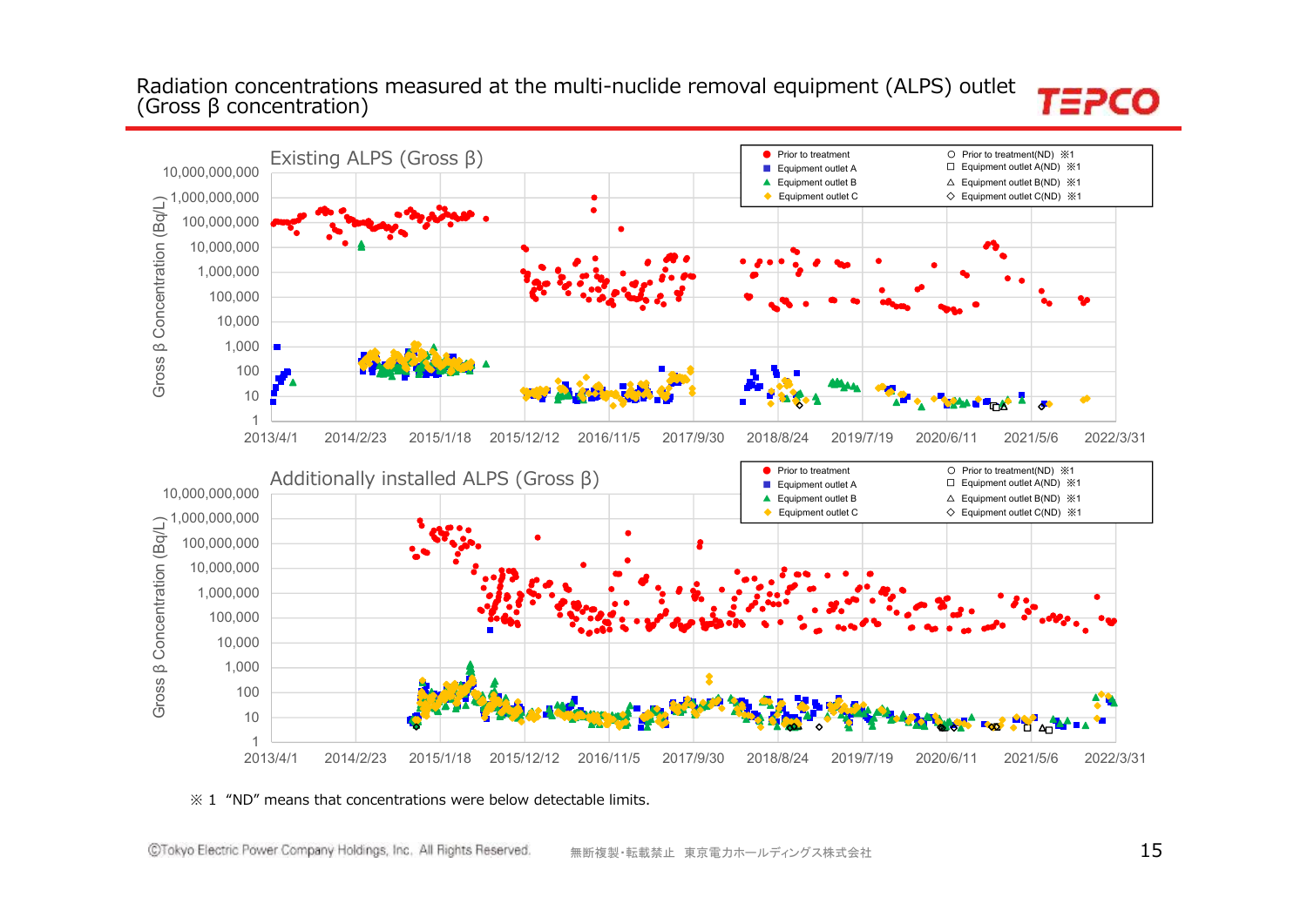# Radiation concentrations measured at the multi-nuclide removal equipment (ALPS) outlet (Gross β concentration)

**Existing ALPS (Gross β)**

- Prior to treatment
- Equipment outlet A
- Equipment outlet B
- Equipment outlet C
- Prior to treatment(ND) ※1
- Equipment outlet A(ND) ※1
- Equipment outlet B(ND) ※1
- Equipment outlet C(ND) ※1

Gross β Concentration (Bq/L): 1 – 10,000,000,000

2013/4/1, 2014/2/23, 2015/1/18, 2015/12/12, 2016/11/5, 2017/9/30, 2018/8/24, 2019/7/19, 2020/6/11, 2021/5/6, 2022/3/31

**Additionally installed ALPS (Gross β)**

- Prior to treatment
- Equipment outlet A
- Equipment outlet B
- Equipment outlet C
- Prior to treatment(ND) ※1
- Equipment outlet A(ND) ※1
- Equipment outlet B(ND) ※1
- Equipment outlet C(ND) ※1

Gross β Concentration (Bq/L): 1 – 10,000,000,000

2013/4/1, 2014/2/23, 2015/1/18, 2015/12/12, 2016/11/5, 2017/9/30, 2018/8/24, 2019/7/19, 2020/6/11, 2021/5/6, 2022/3/31

※ 1 "ND" means that concentrations were below detectable limits.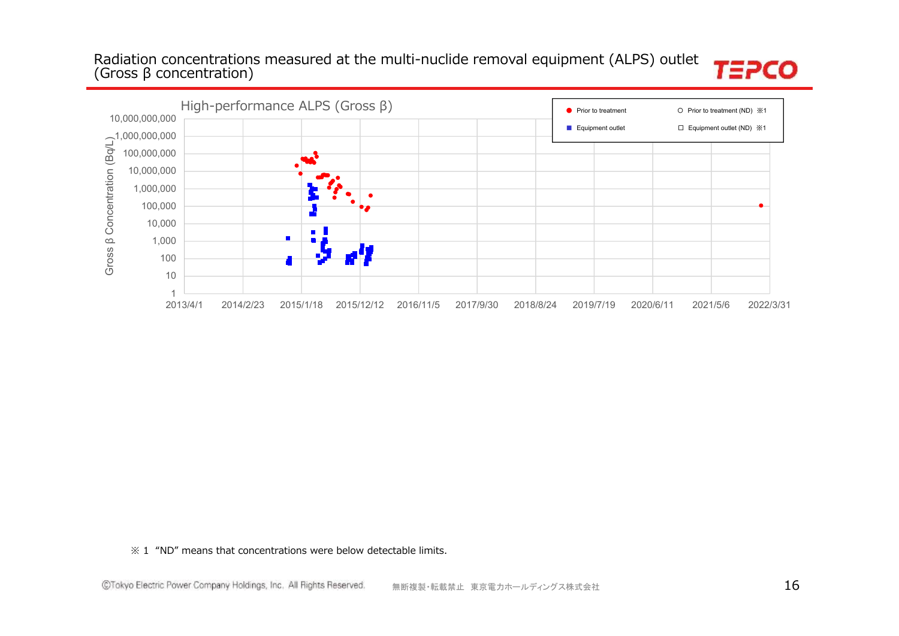# Radiation concentrations measured at the multi-nuclide removal equipment (ALPS) outlet (Gross β concentration)

High-performance ALPS (Gross β)

Gross β Concentration (Bq/L)

10,000,000,000
1,000,000,000
100,000,000
10,000,000
1,000,000
100,000
10,000
1,000
100
10
1

2013/4/1 2014/2/23 2015/1/18 2015/12/12 2016/11/5 2017/9/30 2018/8/24 2019/7/19 2020/6/11 2021/5/6 2022/3/31

● Prior to treatment ○ Prior to treatment (ND) ※1
■ Equipment outlet □ Equipment outlet (ND) ※1

※ 1 "ND" means that concentrations were below detectable limits.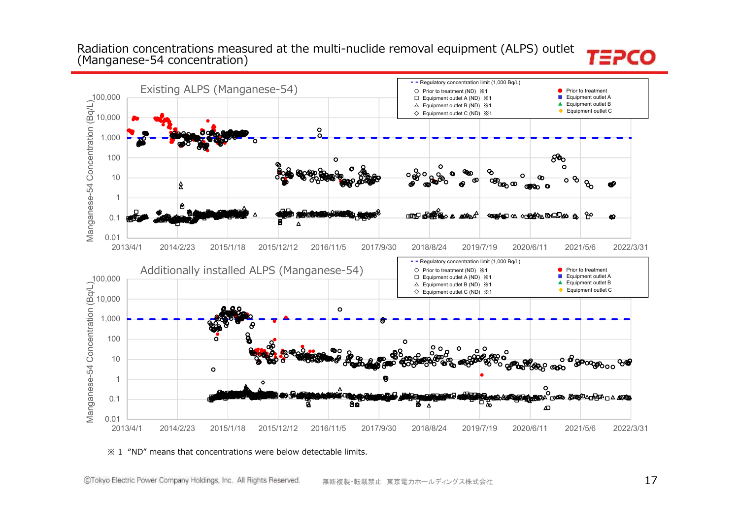# Radiation concentrations measured at the multi-nuclide removal equipment (ALPS) outlet (Manganese-54 concentration)

**Existing ALPS (Manganese-54)**

Manganese-54 Concentration (Bq/L)

100,000 / 10,000 / 1,000 / 100 / 10 / 1 / 0.1 / 0.01

2013/4/1, 2014/2/23, 2015/1/18, 2015/12/12, 2016/11/5, 2017/9/30, 2018/8/24, 2019/7/19, 2020/6/11, 2021/5/6, 2022/3/31

- Regulatory concentration limit (1,000 Bq/L)
- Prior to treatment (ND) ※1
- Equipment outlet A (ND) ※1
- Equipment outlet B (ND) ※1
- Equipment outlet C (ND) ※1
- Prior to treatment
- Equipment outlet A
- Equipment outlet B
- Equipment outlet C

**Additionally installed ALPS (Manganese-54)**

Manganese-54 Concentration (Bq/L)

100,000 / 10,000 / 1,000 / 100 / 10 / 1 / 0.1 / 0.01

2013/4/1, 2014/2/23, 2015/1/18, 2015/12/12, 2016/11/5, 2017/9/30, 2018/8/24, 2019/7/19, 2020/6/11, 2021/5/6, 2022/3/31

- Regulatory concentration limit (1,000 Bq/L)
- Prior to treatment (ND) ※1
- Equipment outlet A (ND) ※1
- Equipment outlet B (ND) ※1
- Equipment outlet C (ND) ※1
- Prior to treatment
- Equipment outlet A
- Equipment outlet B
- Equipment outlet C

※ 1 “ND” means that concentrations were below detectable limits.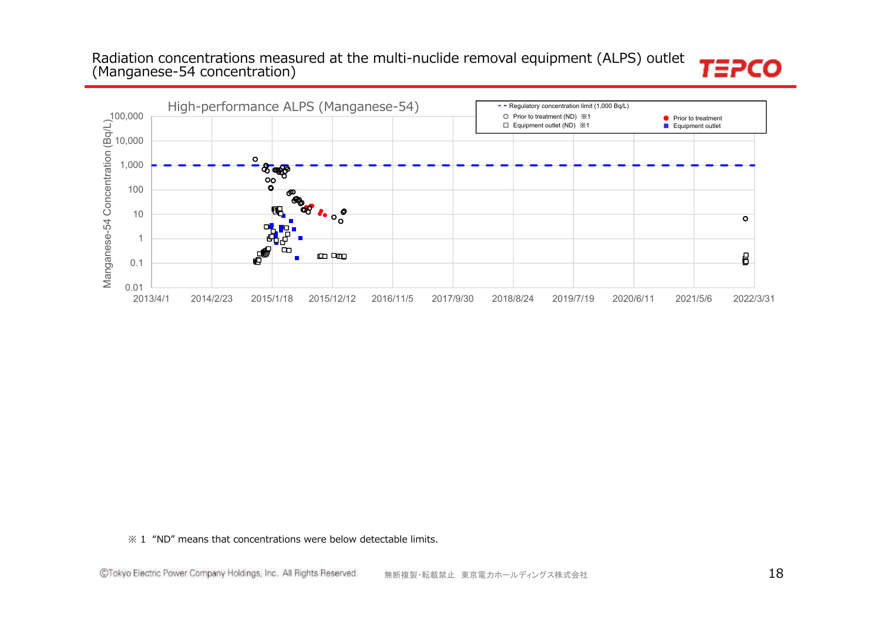# Radiation concentrations measured at the multi-nuclide removal equipment (ALPS) outlet (Manganese-54 concentration)

High-performance ALPS (Manganese-54)

- - Regulatory concentration limit (1,000 Bq/L)
○ Prior to treatment (ND) ※1
□ Equipment outlet (ND) ※1
● Prior to treatment
■ Equipment outlet

Manganese-54 Concentration (Bq/L)

100,000
10,000
1,000
100
10
1
0.1
0.01

2013/4/1 2014/2/23 2015/1/18 2015/12/12 2016/11/5 2017/9/30 2018/8/24 2019/7/19 2020/6/11 2021/5/6 2022/3/31

※ 1 “ND” means that concentrations were below detectable limits.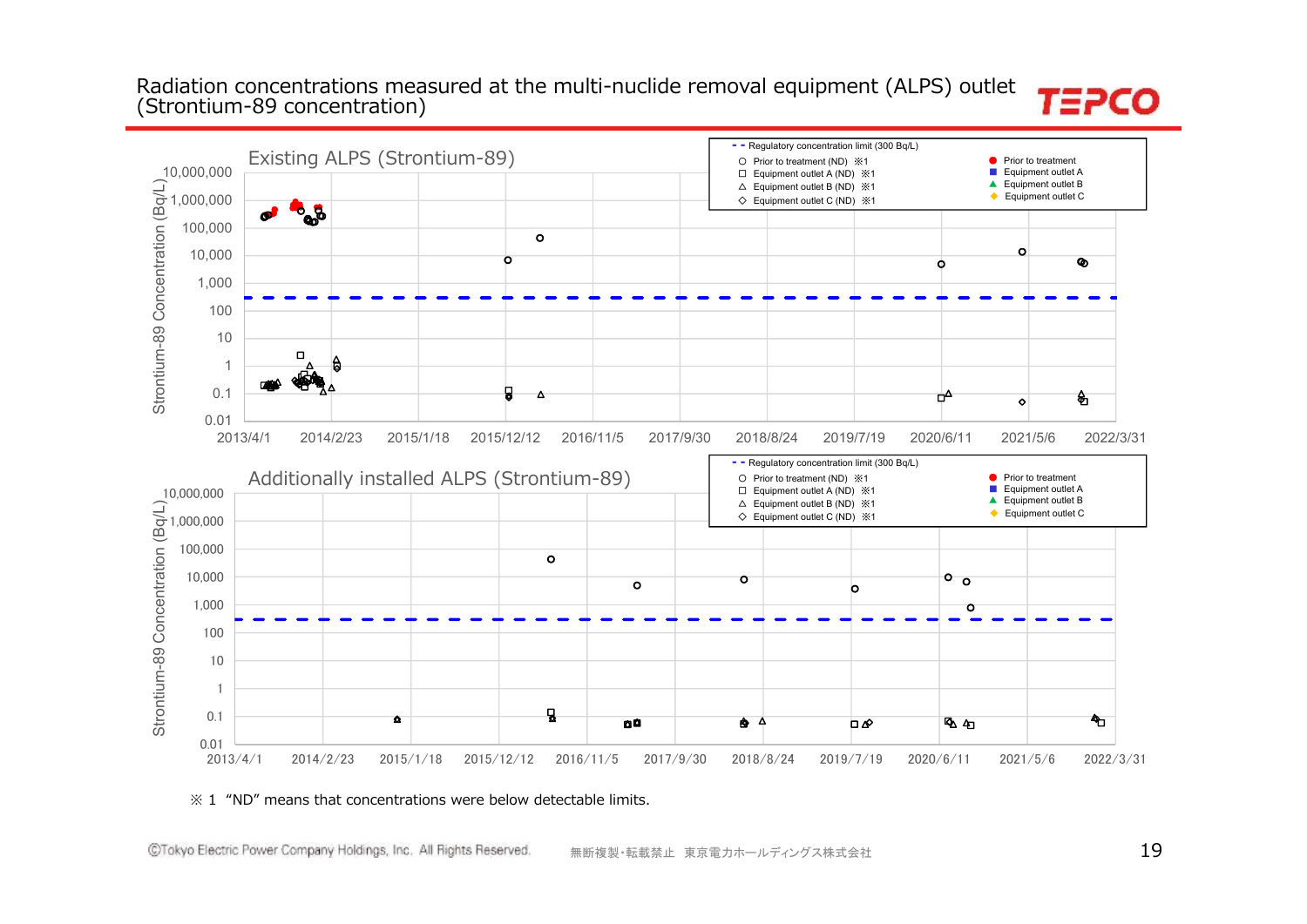# Radiation concentrations measured at the multi-nuclide removal equipment (ALPS) outlet (Strontium-89 concentration)

**Existing ALPS (Strontium-89)**

Strontium-89 Concentration (Bq/L): 10,000,000 / 1,000,000 / 100,000 / 10,000 / 1,000 / 100 / 10 / 1 / 0.1 / 0.01

2013/4/1 | 2014/2/23 | 2015/1/18 | 2015/12/12 | 2016/11/5 | 2017/9/30 | 2018/8/24 | 2019/7/19 | 2020/6/11 | 2021/5/6 | 2022/3/31

- - Regulatory concentration limit (300 Bq/L)
- ○ Prior to treatment (ND) ※1
- □ Equipment outlet A (ND) ※1
- △ Equipment outlet B (ND) ※1
- ◇ Equipment outlet C (ND) ※1
- ● Prior to treatment
- ■ Equipment outlet A
- ▲ Equipment outlet B
- ◆ Equipment outlet C

**Additionally installed ALPS (Strontium-89)**

Strontium-89 Concentration (Bq/L): 10,000,000 / 1,000,000 / 100,000 / 10,000 / 1,000 / 100 / 10 / 1 / 0.1 / 0.01

2013/4/1 | 2014/2/23 | 2015/1/18 | 2015/12/12 | 2016/11/5 | 2017/9/30 | 2018/8/24 | 2019/7/19 | 2020/6/11 | 2021/5/6 | 2022/3/31

- - Regulatory concentration limit (300 Bq/L)
- ○ Prior to treatment (ND) ※1
- □ Equipment outlet A (ND) ※1
- △ Equipment outlet B (ND) ※1
- ◇ Equipment outlet C (ND) ※1
- ● Prior to treatment
- ■ Equipment outlet A
- ▲ Equipment outlet B
- ◆ Equipment outlet C

※ 1 “ND” means that concentrations were below detectable limits.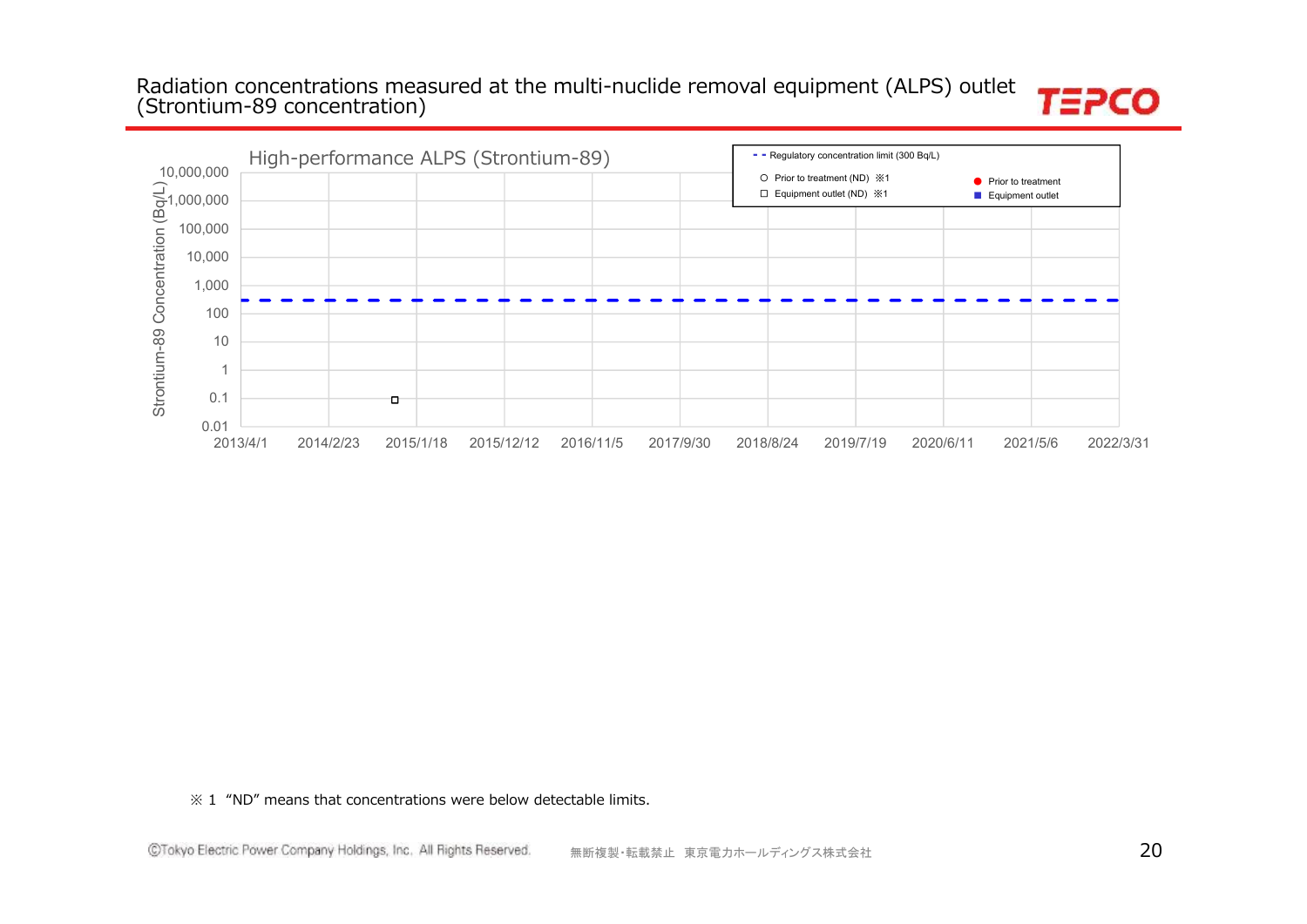# Radiation concentrations measured at the multi-nuclide removal equipment (ALPS) outlet (Strontium-89 concentration)

**High-performance ALPS (Strontium-89)**

- Regulatory concentration limit (300 Bq/L)
- ○ Prior to treatment (ND) ※1
- □ Equipment outlet (ND) ※1
- ● Prior to treatment
- ■ Equipment outlet

Strontium-89 Concentration (Bq/L): 10,000,000 / 1,000,000 / 100,000 / 10,000 / 1,000 / 100 / 10 / 1 / 0.1 / 0.01

2013/4/1, 2014/2/23, 2015/1/18, 2015/12/12, 2016/11/5, 2017/9/30, 2018/8/24, 2019/7/19, 2020/6/11, 2021/5/6, 2022/3/31

※ 1 "ND" means that concentrations were below detectable limits.

©Tokyo Electric Power Company Holdings, Inc. All Rights Reserved. 無断複製・転載禁止 東京電力ホールディングス株式会社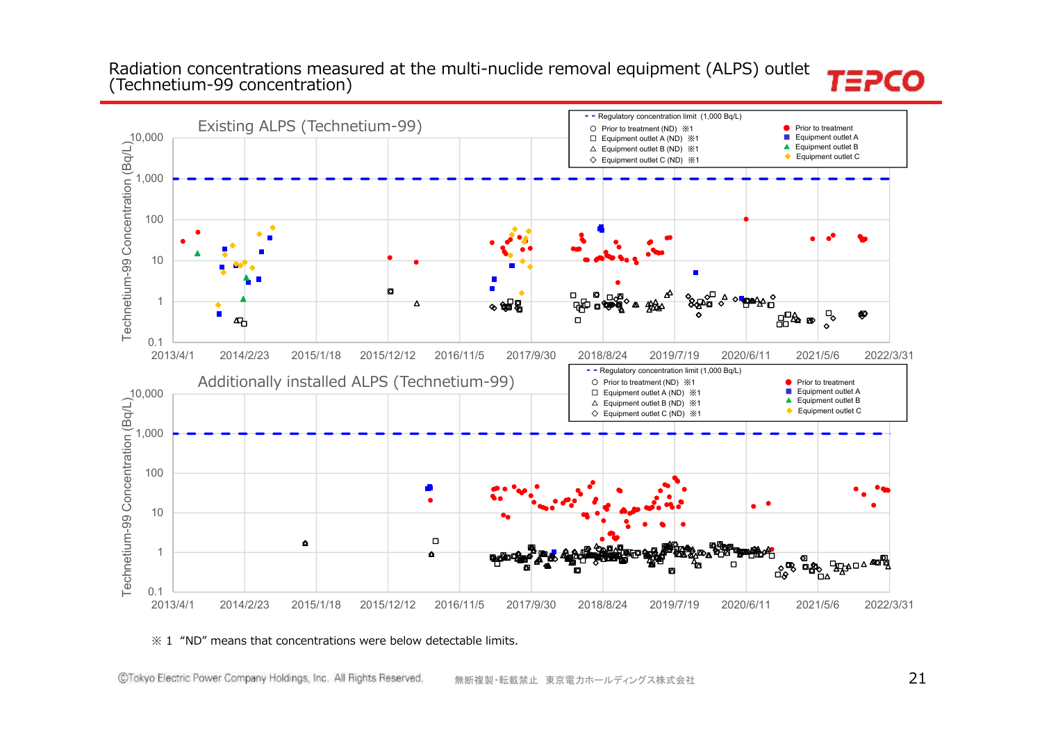# Radiation concentrations measured at the multi-nuclide removal equipment (ALPS) outlet (Technetium-99 concentration)

## Existing ALPS (Technetium-99)

Technetium-99 Concentration (Bq/L)

10,000
1,000
100
10
1
0.1

2013/4/1 2014/2/23 2015/1/18 2015/12/12 2016/11/5 2017/9/30 2018/8/24 2019/7/19 2020/6/11 2021/5/6 2022/3/31

- - Regulatory concentration limit (1,000 Bq/L)
○ Prior to treatment (ND) ※1
□ Equipment outlet A (ND) ※1
△ Equipment outlet B (ND) ※1
◇ Equipment outlet C (ND) ※1
● Prior to treatment
■ Equipment outlet A
▲ Equipment outlet B
◆ Equipment outlet C

## Additionally installed ALPS (Technetium-99)

Technetium-99 Concentration (Bq/L)

10,000
1,000
100
10
1
0.1

2013/4/1 2014/2/23 2015/1/18 2015/12/12 2016/11/5 2017/9/30 2018/8/24 2019/7/19 2020/6/11 2021/5/6 2022/3/31

- - Regulatory concentration limit (1,000 Bq/L)
○ Prior to treatment (ND) ※1
□ Equipment outlet A (ND) ※1
△ Equipment outlet B (ND) ※1
◇ Equipment outlet C (ND) ※1
● Prior to treatment
■ Equipment outlet A
▲ Equipment outlet B
◆ Equipment outlet C

※ 1 “ND” means that concentrations were below detectable limits.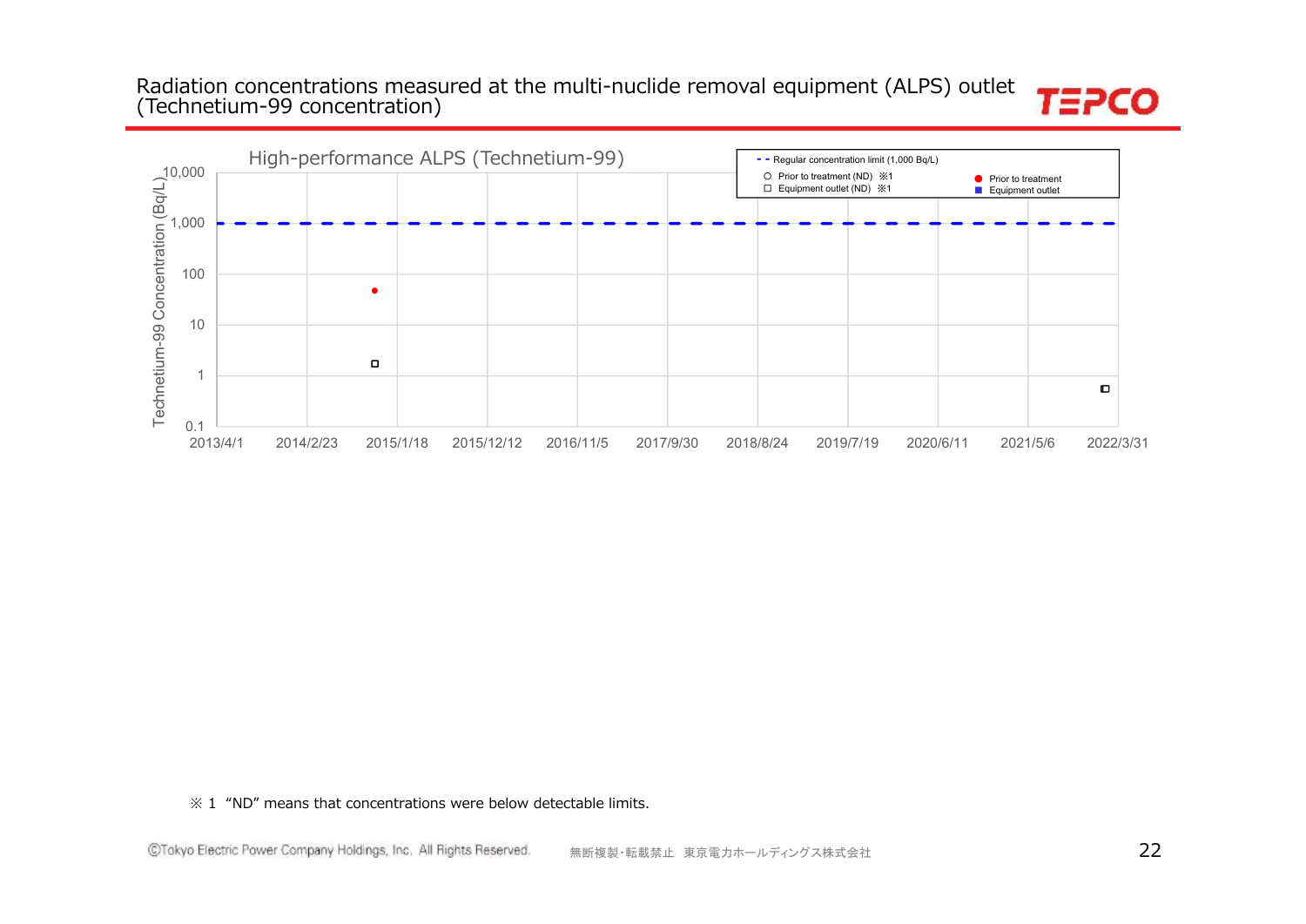# Radiation concentrations measured at the multi-nuclide removal equipment (ALPS) outlet (Technetium-99 concentration)

High-performance ALPS (Technetium-99)

Technetium-99 Concentration (Bq/L)

10,000
1,000
100
10
1
0.1

2013/4/1 | 2014/2/23 | 2015/1/18 | 2015/12/12 | 2016/11/5 | 2017/9/30 | 2018/8/24 | 2019/7/19 | 2020/6/11 | 2021/5/6 | 2022/3/31

- - Regular concentration limit (1,000 Bq/L)
○ Prior to treatment (ND) ※1
□ Equipment outlet (ND) ※1
● Prior to treatment
■ Equipment outlet

※ 1 "ND" means that concentrations were below detectable limits.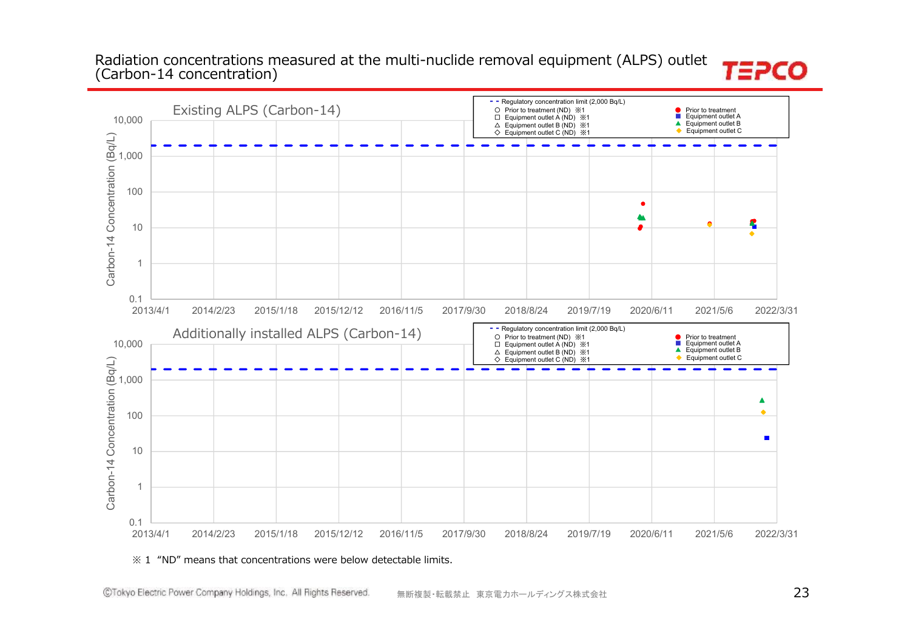# Radiation concentrations measured at the multi-nuclide removal equipment (ALPS) outlet (Carbon-14 concentration)

## Existing ALPS (Carbon-14)

Carbon-14 Concentration (Bq/L)

10,000 / 1,000 / 100 / 10 / 1 / 0.1

2013/4/1 | 2014/2/23 | 2015/1/18 | 2015/12/12 | 2016/11/5 | 2017/9/30 | 2018/8/24 | 2019/7/19 | 2020/6/11 | 2021/5/6 | 2022/3/31

- - Regulatory concentration limit (2,000 Bq/L)
○ Prior to treatment (ND) ※1
□ Equipment outlet A (ND) ※1
△ Equipment outlet B (ND) ※1
◇ Equipment outlet C (ND) ※1
● Prior to treatment
■ Equipment outlet A
▲ Equipment outlet B
◆ Equipment outlet C

## Additionally installed ALPS (Carbon-14)

Carbon-14 Concentration (Bq/L)

10,000 / 1,000 / 100 / 10 / 1 / 0.1

2013/4/1 | 2014/2/23 | 2015/1/18 | 2015/12/12 | 2016/11/5 | 2017/9/30 | 2018/8/24 | 2019/7/19 | 2020/6/11 | 2021/5/6 | 2022/3/31

- - Regulatory concentration limit (2,000 Bq/L)
○ Prior to treatment (ND) ※1
□ Equipment outlet A (ND) ※1
△ Equipment outlet B (ND) ※1
◇ Equipment outlet C (ND) ※1
● Prior to treatment
■ Equipment outlet A
▲ Equipment outlet B
◆ Equipment outlet C

※ 1 "ND" means that concentrations were below detectable limits.

©Tokyo Electric Power Company Holdings, Inc. All Rights Reserved.　無断複製・転載禁止　東京電力ホールディングス株式会社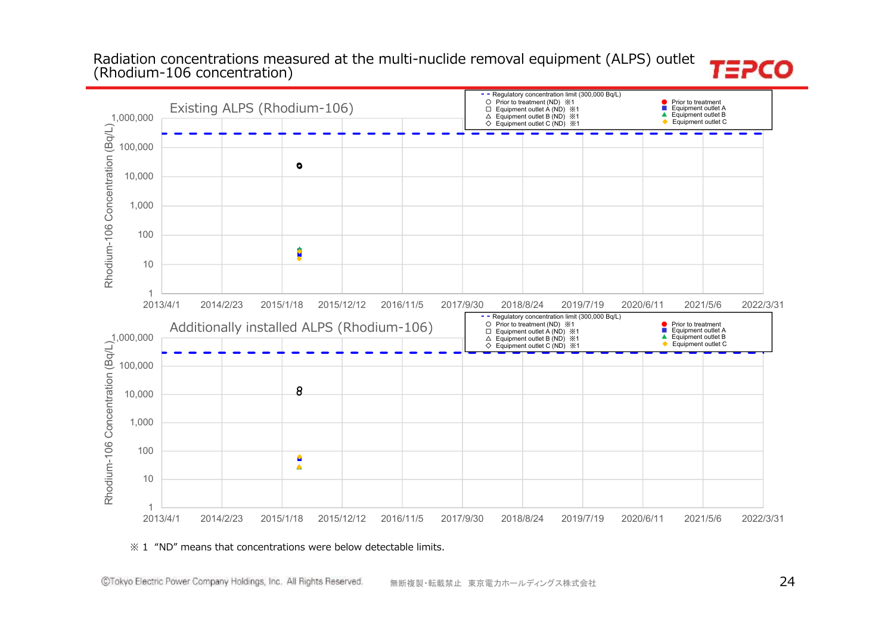# Radiation concentrations measured at the multi-nuclide removal equipment (ALPS) outlet (Rhodium-106 concentration)

**Existing ALPS (Rhodium-106)**

Rhodium-106 Concentration (Bq/L): 1 – 1,000,000 (log scale)

Dates: 2013/4/1, 2014/2/23, 2015/1/18, 2015/12/12, 2016/11/5, 2017/9/30, 2018/8/24, 2019/7/19, 2020/6/11, 2021/5/6, 2022/3/31

Legend:
- Regulatory concentration limit (300,000 Bq/L)
- Prior to treatment (ND) ※1
- Equipment outlet A (ND) ※1
- Equipment outlet B (ND) ※1
- Equipment outlet C (ND) ※1
- Prior to treatment
- Equipment outlet A
- Equipment outlet B
- Equipment outlet C

**Additionally installed ALPS (Rhodium-106)**

Rhodium-106 Concentration (Bq/L): 1 – 1,000,000 (log scale)

Dates: 2013/4/1, 2014/2/23, 2015/1/18, 2015/12/12, 2016/11/5, 2017/9/30, 2018/8/24, 2019/7/19, 2020/6/11, 2021/5/6, 2022/3/31

Legend:
- Regulatory concentration limit (300,000 Bq/L)
- Prior to treatment (ND) ※1
- Equipment outlet A (ND) ※1
- Equipment outlet B (ND) ※1
- Equipment outlet C (ND) ※1
- Prior to treatment
- Equipment outlet A
- Equipment outlet B
- Equipment outlet C

※ 1 "ND" means that concentrations were below detectable limits.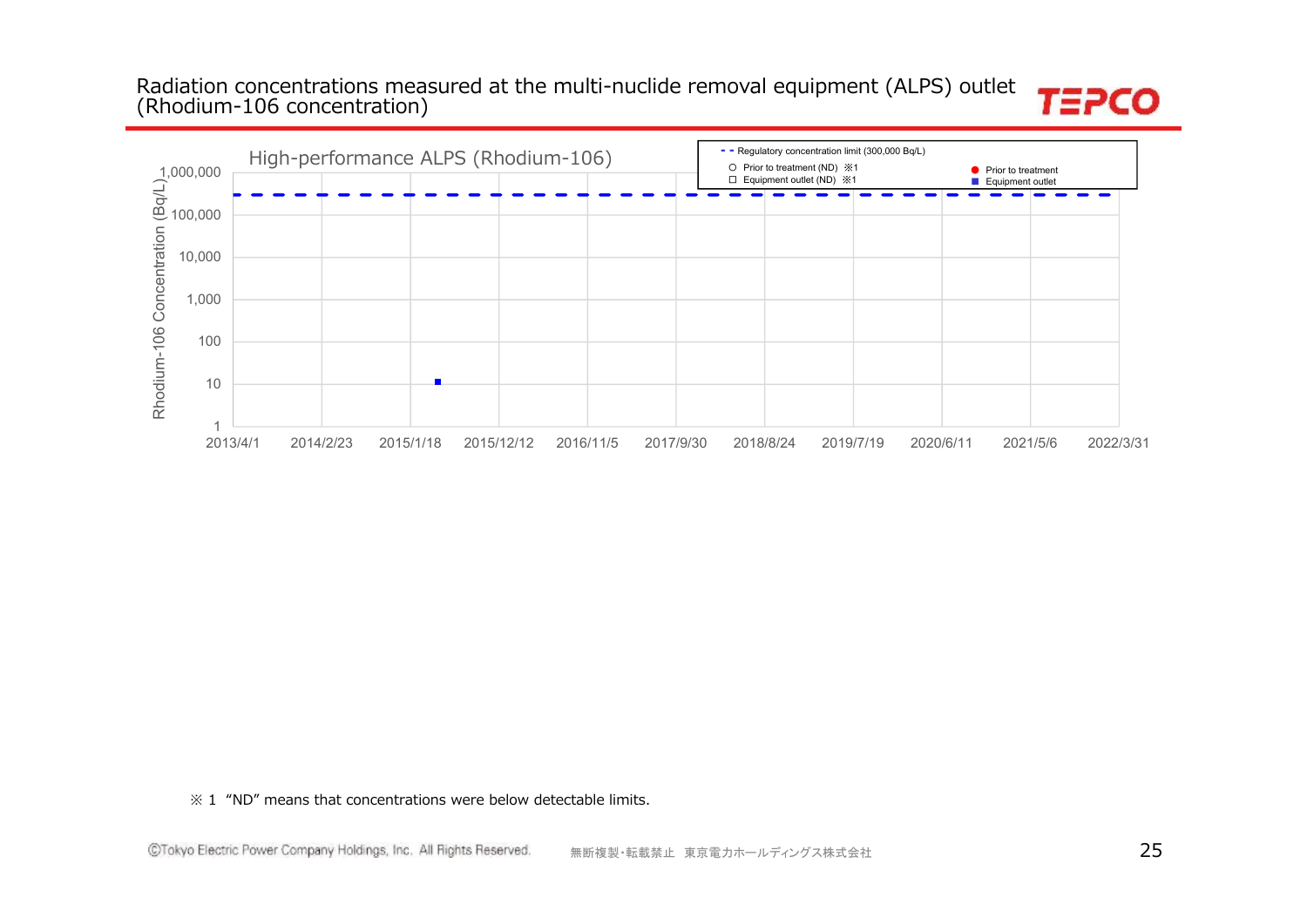# Radiation concentrations measured at the multi-nuclide removal equipment (ALPS) outlet (Rhodium-106 concentration)

High-performance ALPS (Rhodium-106)

- - Regulatory concentration limit (300,000 Bq/L)
○ Prior to treatment (ND) ※1
□ Equipment outlet (ND) ※1
● Prior to treatment
■ Equipment outlet

Rhodium-106 Concentration (Bq/L)

1,000,000
100,000
10,000
1,000
100
10
1

2013/4/1 2014/2/23 2015/1/18 2015/12/12 2016/11/5 2017/9/30 2018/8/24 2019/7/19 2020/6/11 2021/5/6 2022/3/31

※ 1 "ND" means that concentrations were below detectable limits.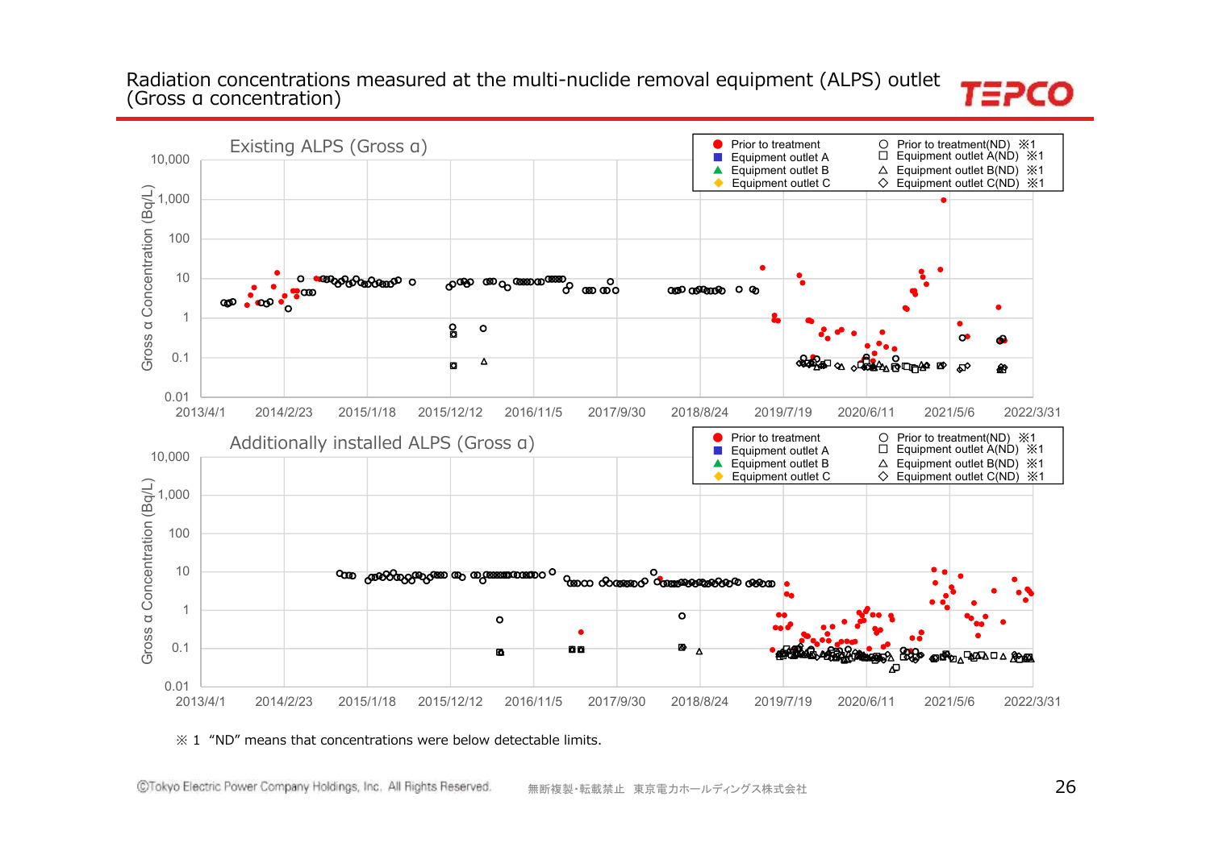# Radiation concentrations measured at the multi-nuclide removal equipment (ALPS) outlet (Gross α concentration)

## Existing ALPS (Gross α)

Legend:
- Prior to treatment
- Equipment outlet A
- Equipment outlet B
- Equipment outlet C
- Prior to treatment(ND) ※1
- Equipment outlet A(ND) ※1
- Equipment outlet B(ND) ※1
- Equipment outlet C(ND) ※1

Y-axis: Gross α Concentration (Bq/L) — 0.01, 0.1, 1, 10, 100, 1,000, 10,000

X-axis: 2013/4/1, 2014/2/23, 2015/1/18, 2015/12/12, 2016/11/5, 2017/9/30, 2018/8/24, 2019/7/19, 2020/6/11, 2021/5/6, 2022/3/31

## Additionally installed ALPS (Gross α)

Legend:
- Prior to treatment
- Equipment outlet A
- Equipment outlet B
- Equipment outlet C
- Prior to treatment(ND) ※1
- Equipment outlet A(ND) ※1
- Equipment outlet B(ND) ※1
- Equipment outlet C(ND) ※1

Y-axis: Gross α Concentration (Bq/L) — 0.01, 0.1, 1, 10, 100, 1,000, 10,000

X-axis: 2013/4/1, 2014/2/23, 2015/1/18, 2015/12/12, 2016/11/5, 2017/9/30, 2018/8/24, 2019/7/19, 2020/6/11, 2021/5/6, 2022/3/31

※ 1 "ND" means that concentrations were below detectable limits.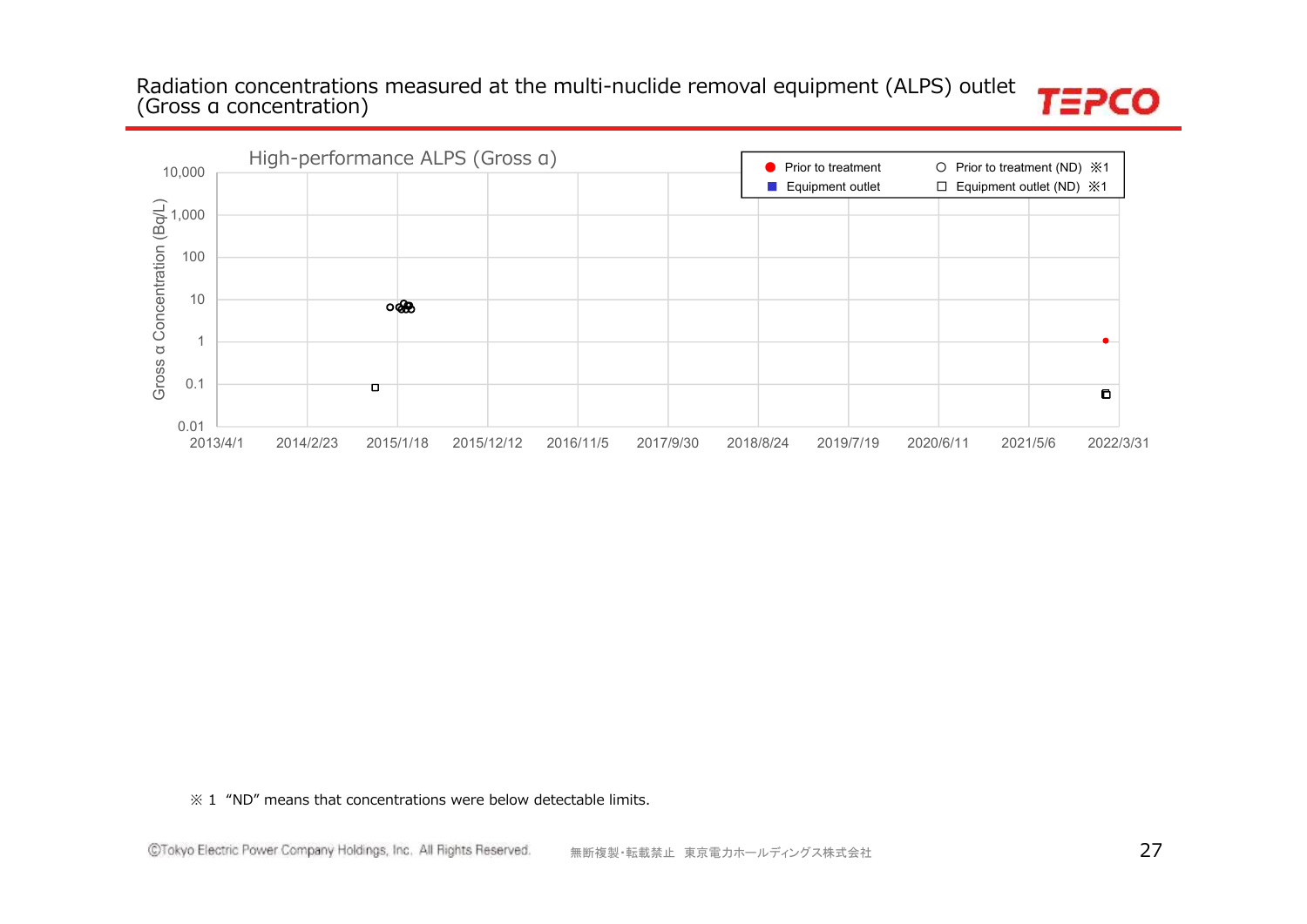# Radiation concentrations measured at the multi-nuclide removal equipment (ALPS) outlet (Gross α concentration)

High-performance ALPS (Gross α)

Gross α Concentration (Bq/L)

10,000
1,000
100
10
1
0.1
0.01

2013/4/1 2014/2/23 2015/1/18 2015/12/12 2016/11/5 2017/9/30 2018/8/24 2019/7/19 2020/6/11 2021/5/6 2022/3/31

● Prior to treatment
■ Equipment outlet
○ Prior to treatment (ND) ※1
□ Equipment outlet (ND) ※1

※ 1 "ND" means that concentrations were below detectable limits.

©Tokyo Electric Power Company Holdings, Inc. All Rights Reserved. 無断複製・転載禁止 東京電力ホールディングス株式会社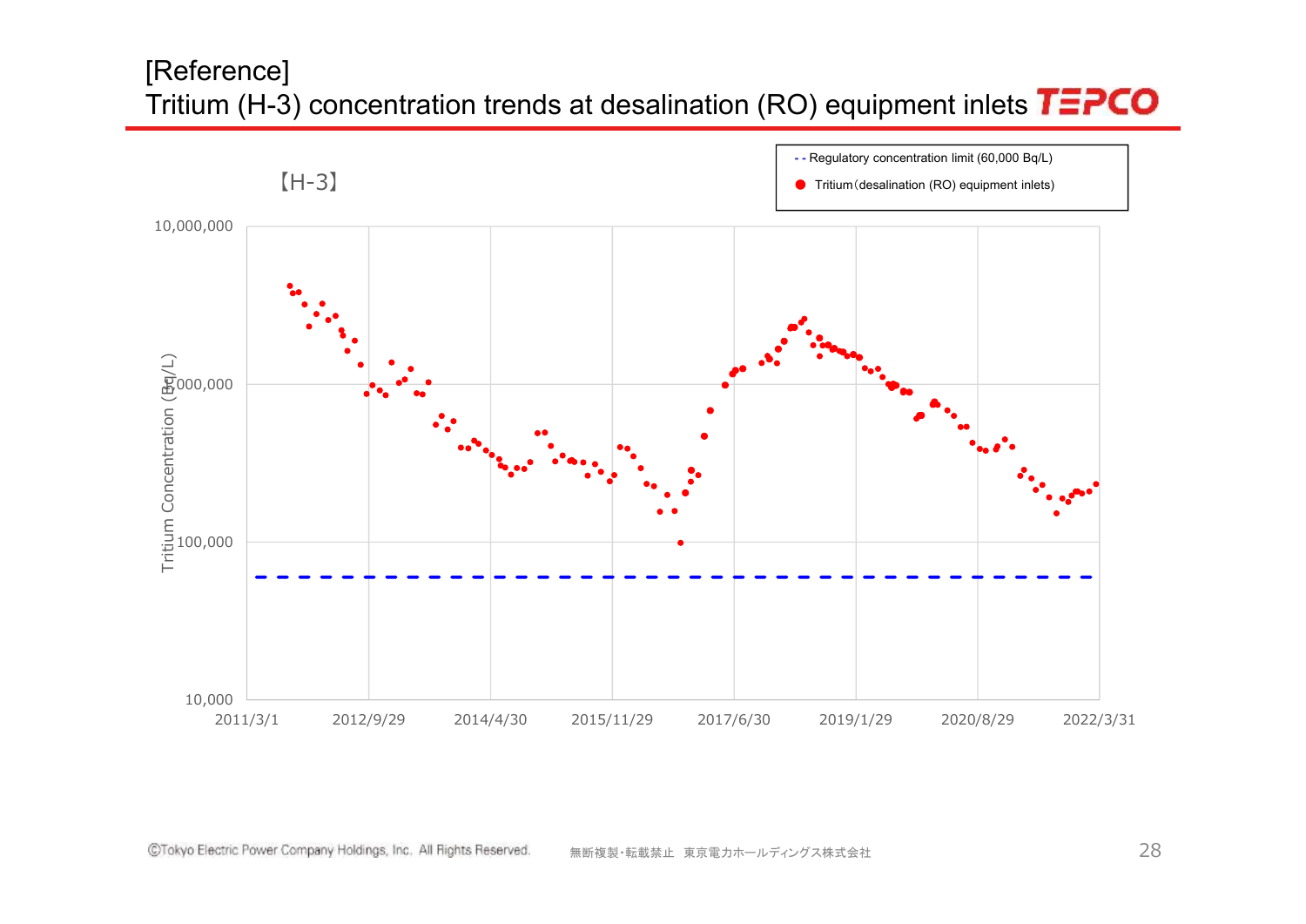# [Reference]
# Tritium (H-3) concentration trends at desalination (RO) equipment inlets

【H-3】

Regulatory concentration limit (60,000 Bq/L)

Tritium（desalination (RO) equipment inlets)

Tritium Concentration (Bq/L)

10,000,000
1,000,000
100,000
10,000

2011/3/1
2012/9/29
2014/4/30
2015/11/29
2017/6/30
2019/1/29
2020/8/29
2022/3/31

©Tokyo Electric Power Company Holdings, Inc. All Rights Reserved. 無断複製・転載禁止 東京電力ホールディングス株式会社